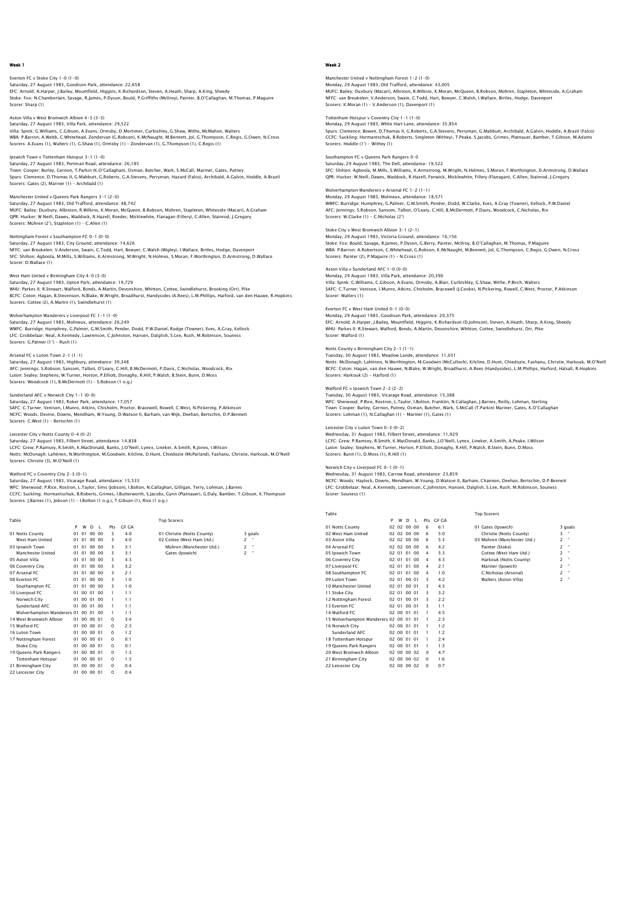## Week 1

Everton FC v Stoke City 1-0 (1-0)
Saturday, 27 August 1983, Goodison Park, attendance: 22,658
EFC: Arnold; A.Harper, J.Bailey, Mountfield, Higgins, K.Richardson, Steven, A.Heath, Sharp, A.King, Sheedy
Stoke: Fox; N.Chamberlain, Savage, R.James, P.Dyson, Bould, P.Griffiths (McIlroy), Painter, B.O'Callaghan, M.Thomas, P.Maguire
Scorer: Sharp (1)

Aston Villa v West Bromwich Albion 4-3 (3-3)
Saturday, 27 August 1983, Villa Park, attendance: 29,522
Villa: Spink; G.Williams, C.Gibson, A.Evans, Ormsby, D.Mortimer, Curbishley, G.Shaw, Withe, McMahon, Walters
WBA: P.Barron; A.Webb, C.Whitehead, Zondervan (G.Robson), K.McNaught, M.Bennett, Jol, G.Thompson, C.Regis, G.Owen, N.Cross
Scorers: A.Evans (1), Walters (1), G.Shaw (1), Ormsby (1) – Zondervan (1), G.Thompson (1), C.Regis (1)

Ipswich Town v Tottenham Hotspur 3-1 (1-0)
Saturday, 27 August 1983, Portman Road, attendance: 26,185
Town: Cooper; Burley, Gernon, T.Parkin (K.O'Callaghan), Osman, Butcher, Wark, S.McCall, Mariner, Gates, Putney
Spurs: Clemence; D.Thomas II, G.Mabbutt, G.Roberts, G.A.Stevens, Perryman, Hazard (Falco), Archibald, A.Galvin, Hoddle, A.Brazil
Scorers: Gates (2), Mariner (1) – Archibald (1)

Manchester United v Queens Park Rangers 3-1 (2-0)
Saturday, 27 August 1983, Old Trafford, attendance: 48,742
MUFC: Bailey; Duxbury, Albiston, R.Wilkins, K.Moran, McQueen, B.Robson, Mühren, Stapleton, Whiteside (Macari), A.Graham
QPR: Hucker; W.Neill, Dawes, Waddock, R.Hazell, Roeder, Micklewhite, Flanagan (Fillery), C.Allen, Stainrod, J.Gregory
Scorers: Mühren (2'), Stapleton (1) – C.Allen (1)

Nottingham Forest v Southampton FC 0-1 (0-0)
Saturday, 27 August 1983, City Ground, attendance: 14,626
NFFC: van Breukelen; V.Anderson, Swain, C.Todd, Hart, Bowyer, C.Walsh (Wigley), I.Wallace, Birtles, Hodge, Davenport
SFC: Shilton; Agboola, M.Mills, S.Williams, K.Armstrong, M.Wright, N.Holmes, S.Moran, F.Worthington, D.Armstrong, D.Wallace
Scorer: D.Wallace (1)

West Ham United v Birmingham City 4-0 (3-0)
Saturday, 27 August 1983, Upton Park, attendance: 19,729
WHU: Parkes II; R.Stewart, Walford, Bonds, A.Martin, Devonshire, Whitton, Cottee, Swindlehurst, Brooking (Orr), Pike
BCFC: Coton; Hagan, B.Stevenson, N.Blake, W.Wright, Broadhurst, Handysides (A.Rees), L.M.Phillips, Harford, van den Hauwe, R.Hopkins
Scorers: Cottee (2), A.Martin (1), Swindlehurst (1)

Wolverhampton Wanderers v Liverpool FC 1-1 (1-0)
Saturday, 27 August 1983, Molineux, attendance: 26,249
WWFC: Burridge; Humphrey, G.Palmer, G.M.Smith, Pender, Dodd, P.W.Daniel, Rudge (Towner), Eves, A.Gray, Kellock
LFC: Grobbelaar; Neal, A.Kennedy, Lawrenson, C.Johnston, Hansen, Dalglish, S.Lee, Rush, M.Robinson, Souness
Scorers: G.Palmer (1') – Rush (1)

Arsenal FC v Luton Town 2-1 (1-1)
Saturday, 27 August 1983, Highbury, attendance: 39,348
AFC: Jennings; S.Robson, Sansom, Talbot, O'Leary, C.Hill, B.McDermott, P.Davis, C.Nicholas, Woodcock, Rix
Luton: Sealey; Stephens, W.Turner, Horton, P.Elliott, Donaghy, R.Hill, P.Walsh, B.Stein, Bunn, D.Moss
Scorers: Woodcock (1), B.McDermott (1) – S.Robson (1 o.g.)

Sunderland AFC v Norwich City 1-1 (0-0)
Saturday, 27 August 1983, Roker Park, attendance: 17,057
SAFC: C.Turner; Venison, I.Munro, Atkins, Chisholm, Proctor, Bracewell, Rowell, C.West, N.Pickering, P.Atkinson
NCFC: Woods; Devine, Downs, Mendham, W.Young, D.Watson II, Barham, van Wijk, Deehan, Bertschin, D.P.Bennett
Scorers: C.West (1) – Bertschin (1)

Leicester City v Notts County 0-4 (0-2)
Saturday, 27 August 1983, Filbert Street, attendance: 14,838
LCFC: Grew; P.Ramsey, R.Smith, K.MacDonald, Banks, J.O'Neill, Lynex, Lineker, A.Smith, R.Jones, I.Wilson
Notts: McDonagh; Lahtinen, N.Worthington, M.Goodwin, Kilcline, D.Hunt, Chiedozie (McParland), Fashanu, Christie, Harkouk, M.O'Neill
Scorers: Christie (3), M.O'Neill (1)

Watford FC v Coventry City 2-3 (0-1)
Saturday, 27 August 1983, Vicarage Road, attendance: 15,533
WFC: Sherwood; P.Rice, Rostron, L.Taylor, Sims (Jobson), I.Bolton, N.Callaghan, Gilligan, Terry, Lohman, J.Barnes
CCFC: Suckling; Hormantschuk, B.Roberts, Grimes, I.Butterworth, S.Jacobs, Gynn (Platnauer), G.Daly, Bamber, T.Gibson, K.Thompson
Scorers: J.Barnes (1), Jobson (1) – I.Bolton (1 o.g.), T.Gibson (1), Rice (1 o.g.)

Table

| | P | W | D | L | Pts | GF GA |
|---|---|---|---|---|---|---|
| 01 Notts County | 01 | 01 | 00 | 00 | 3 | 4:0 |
| West Ham United | 01 | 01 | 00 | 00 | 3 | 4:0 |
| 03 Ipswich Town | 01 | 01 | 00 | 00 | 3 | 3:1 |
| Manchester United | 01 | 01 | 00 | 00 | 3 | 3:1 |
| 05 Aston Villa | 01 | 01 | 00 | 00 | 3 | 4:3 |
| 06 Coventry City | 01 | 01 | 00 | 00 | 3 | 3:2 |
| 07 Arsenal FC | 01 | 01 | 00 | 00 | 3 | 2:1 |
| 08 Everton FC | 01 | 01 | 00 | 00 | 3 | 1:0 |
| Southampton FC | 01 | 01 | 00 | 00 | 3 | 1:0 |
| 10 Liverpool FC | 01 | 00 | 01 | 00 | 1 | 1:1 |
| Norwich City | 01 | 00 | 01 | 00 | 1 | 1:1 |
| Sunderland AFC | 01 | 00 | 01 | 00 | 1 | 1:1 |
| Wolverhampton Wanderers | 01 | 00 | 01 | 00 | 1 | 1:1 |
| 14 West Bromwich Albion | 01 | 00 | 00 | 01 | 0 | 3:4 |
| 15 Watford FC | 01 | 00 | 00 | 01 | 0 | 2:3 |
| 16 Luton Town | 01 | 00 | 00 | 01 | 0 | 1:2 |
| 17 Nottingham Forest | 01 | 00 | 00 | 01 | 0 | 0:1 |
| Stoke City | 01 | 00 | 00 | 01 | 0 | 0:1 |
| 19 Queens Park Rangers | 01 | 00 | 00 | 01 | 0 | 1:3 |
| Tottenham Hotspur | 01 | 00 | 00 | 01 | 0 | 1:3 |
| 21 Birmingham City | 01 | 00 | 00 | 01 | 0 | 0:4 |
| 22 Leicester City | 01 | 00 | 00 | 01 | 0 | 0:4 |

Top Scorers

| | |
|---|---|
| 01 Christie (Notts County) | 3 goals |
| 02 Cottee (West Ham Utd.) | 2 " |
| Mühren (Manchester Utd.) | 2 " |
| Gates (Ipswich) | 2 " |

## Week 2

Manchester United v Nottingham Forest 1-2 (1-0)
Monday, 29 August 1983, Old Trafford, attendance: 43,005
MUFC: Bailey; Duxbury (Macari), Albiston, R.Wilkins, K.Moran, McQueen, B.Robson, Mühren, Stapleton, Whiteside, A.Graham
NFFC: van Breukelen; V.Anderson, Swain, C.Todd, Hart, Bowyer, C.Walsh, I.Wallace, Birtles, Hodge, Davenport
Scorers: K.Moran (1) – V.Anderson (1), Davenport (1)

Tottenham Hotspur v Coventry City 1-1 (1-0)
Monday, 29 August 1983, White Hart Lane, attendance: 35,854
Spurs: Clemence; Bowen, D.Thomas II, G.Roberts, G.A.Stevens, Perryman, G.Mabbutt, Archibald, A.Galvin, Hoddle, A.Brazil (Falco)
CCFC: Suckling; Hormantschuk, B.Roberts, Singleton (Withey), T.Peake, S.Jacobs, Grimes, Platnauer, Bamber, T.Gibson, M.Adams
Scorers: Hoddle (1') – Withey (1)

Southampton FC v Queens Park Rangers 0-0
Saturday, 29 August 1983, The Dell, attendance: 19,522
SFC: Shilton; Agboola, M.Mills, S.Williams, K.Armstrong, M.Wright, N.Holmes, S.Moran, F.Worthington, D.Armstrong, D.Wallace
QPR: Hucker; W.Neill, Dawes, Waddock, R.Hazell, Fenwick, Micklewhite, Fillery (Flanagan), C.Allen, Stainrod, J.Gregory

Wolverhampton Wanderers v Arsenal FC 1-2 (1-1)
Monday, 29 August 1983, Molineux, attendance: 18,571
WWFC: Burridge; Humphrey, G.Palmer, G.M.Smith, Pender, Dodd, W.Clarke, Eves, A.Gray (Towner), Kellock, P.W.Daniel
AFC: Jennings; S.Robson, Sansom, Talbot, O'Leary, C.Hill, B.McDermott, P.Davis, Woodcock, C.Nicholas, Rix
Scorers: W.Clarke (1) – C.Nicholas (2')

Stoke City v West Bromwich Albion 3-1 (2-1)
Monday, 29 August 1983, Victoria Ground, attendance: 16,156
Stoke: Fox; Bould, Savage, R.James, P.Dyson, G.Berry, Painter, McIlroy, B.O'Callaghan, M.Thomas, P.Maguire
WBA: P.Barron; A.Robertson, C.Whitehead, G.Robson, K.McNaught, M.Bennett, Jol, G.Thompson, C.Regis, G.Owen, N.Cross
Scorers: Painter (2), P.Maguire (1) – N.Cross (1)

Aston Villa v Sunderland AFC 1-0 (0-0)
Monday, 29 August 1983, Villa Park, attendance: 20,390
Villa: Spink; G.Williams, C.Gibson, A.Evans, Ormsby, A.Blair, Curbishley, G.Shaw, Withe, P.Birch, Walters
SAFC: C.Turner; Venison, I.Munro, Atkins, Chisholm, Bracewell (J.Cooke), N.Pickering, Rowell, C.West, Proctor, P.Atkinson
Scorer: Walters (1)

Everton FC v West Ham United 0-1 (0-0)
Monday, 29 August 1983, Goodison Park, attendance: 20,375
EFC: Arnold; A.Harper, J.Bailey, Mountfield, Higgins, K.Richardson (D.Johnson), Steven, A.Heath, Sharp, A.King, Sheedy
WHU: Parkes II; R.Stewart, Walford, Bonds, A.Martin, Devonshire, Whitton, Cottee, Swindlehurst, Orr, Pike
Scorer: Walford (1)

Notts County v Birmingham City 2-1 (1-1)
Tuesday, 30 August 1983, Meadow Lane, attendance: 11,031
Notts: McDonagh; Lahtinen, N.Worthington, M.Goodwin (McCulloch), Kilcline, D.Hunt, Chiedozie, Fashanu, Christie, Harkouk, M.O'Neill
BCFC: Coton; Hagan, van den Hauwe, N.Blake, W.Wright, Broadhurst, A.Rees (Handysides), L.M.Phillips, Harford, Halsall, R.Hopkins
Scorers: Harkouk (2) – Harford (1)

Watford FC v Ipswich Town 2-2 (2-2)
Tuesday, 30 August 1983, Vicarage Road, attendance: 15,388
WFC: Sherwood; P.Rice, Rostron, L.Taylor, I.Bolton, Franklin, N.Callaghan, J.Barnes, Reilly, Lohman, Sterling
Town: Cooper; Burley, Gernon, Putney, Osman, Butcher, Wark, S.McCall (T.Parkin) Mariner, Gates, K.O'Callaghan
Scorers: Lohman (1), N.Callaghan (1) – Mariner (1), Gates (1)

Leicester City v Luton Town 0-3 (0-2)
Wednesday, 31 August 1983, Filbert Street, attendance: 11,929
LCFC: Grew; P.Ramsey, R.Smith, K.MacDonald, Banks, J.O'Neill, Lynex, Lineker, A.Smith, A.Peake, I.Wilson
Luton: Sealey; Stephens, W.Turner, Horton, P.Elliott, Donaghy, R.Hill, P.Walsh, B.Stein, Bunn, D.Moss
Scorers: Bunn (1), D.Moss (1), R.Hill (1)

Norwich City v Liverpool FC 0-1 (0-1)
Wednesday, 31 August 1983, Carrow Road, attendance: 23,859
NCFC: Woods; Haylock, Downs, Mendham, W.Young, D.Watson II, Barham, Channon, Deehan, Bertschin, D.P.Bennett
LFC: Grobbelaar; Neal, A.Kennedy, Lawrenson, C.Johnston, Hansen, Dalglish, S.Lee, Rush, M.Robinson, Souness
Scorer: Souness (1)

Table

| | P | W | D | L | Pts | GF GA |
|---|---|---|---|---|---|---|
| 01 Notts County | 02 | 02 | 00 | 00 | 6 | 6:1 |
| 02 West Ham United | 02 | 02 | 00 | 00 | 6 | 5:0 |
| 03 Aston Villa | 02 | 02 | 00 | 00 | 6 | 5:3 |
| 04 Arsenal FC | 02 | 02 | 00 | 00 | 6 | 4:2 |
| 05 Ipswich Town | 02 | 01 | 01 | 00 | 4 | 5:3 |
| 06 Coventry City | 02 | 01 | 01 | 00 | 4 | 4:3 |
| 07 Liverpool FC | 02 | 01 | 01 | 00 | 4 | 2:1 |
| 08 Southampton FC | 02 | 01 | 01 | 00 | 4 | 1:0 |
| 09 Luton Town | 02 | 01 | 00 | 01 | 3 | 4:2 |
| 10 Manchester United | 02 | 01 | 00 | 01 | 3 | 4:3 |
| 11 Stoke City | 02 | 01 | 00 | 01 | 3 | 3:2 |
| 12 Nottingham Forest | 02 | 01 | 00 | 01 | 3 | 2:2 |
| 13 Everton FC | 02 | 01 | 00 | 01 | 3 | 1:1 |
| 14 Watford FC | 02 | 00 | 01 | 01 | 1 | 4:5 |
| 15 Wolverhampton Wanderers | 02 | 00 | 01 | 01 | 1 | 2:3 |
| 16 Norwich City | 02 | 00 | 01 | 01 | 1 | 1:2 |
| Sunderland AFC | 02 | 00 | 01 | 01 | 1 | 1:2 |
| 18 Tottenham Hotspur | 02 | 00 | 01 | 01 | 1 | 2:4 |
| 19 Queens Park Rangers | 02 | 00 | 01 | 01 | 1 | 1:3 |
| 20 West Bromwich Albion | 02 | 00 | 00 | 02 | 0 | 4:7 |
| 21 Birmingham City | 02 | 00 | 00 | 02 | 0 | 1:6 |
| 22 Leicester City | 02 | 00 | 00 | 02 | 0 | 0:7 |

Top Scorers

| | |
|---|---|
| 01 Gates (Ipswich) | 3 goals |
| Christie (Notts County) | 3 " |
| 03 Mühren (Manchester Utd.) | 2 " |
| Painter (Stoke) | 2 " |
| Cottee (West Ham Utd.) | 2 " |
| Harkouk (Notts County) | 2 " |
| Mariner (Ipswich) | 2 " |
| C.Nicholas (Arsenal) | 2 " |
| Walters (Aston Villa) | 2 " |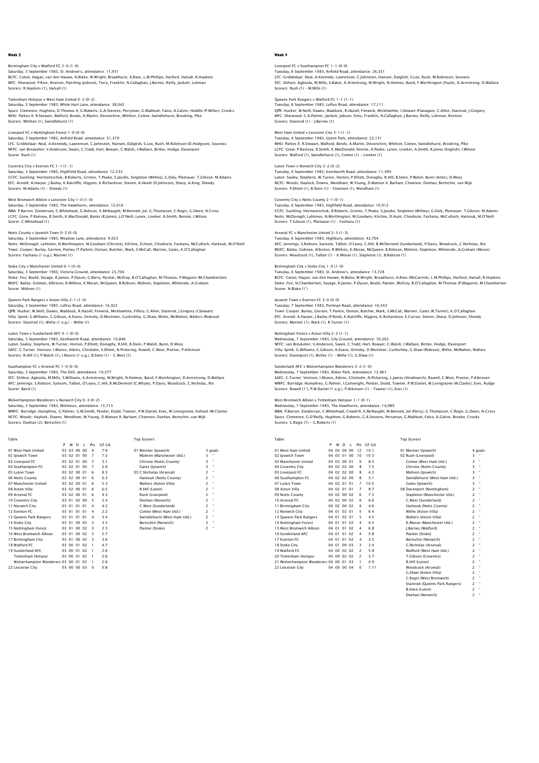## Week 3

Birmingham City v Watford FC 2-0 (1-0)
Saturday, 3 September 1983, St. Andrew's, attendance: 11,931
BCFC: Coton; Hagan, van den Hauwe, N.Blake, W.Wright, Broadhurst, A.Rees, L.M.Phillips, Harford, Halsall, R.Hopkins
WFC: Sherwood; P.Rice, Rostron, Patching (Jobson), Terry, Franklin, N.Callaghan, J.Barnes, Reilly, Jackett, Lohman
Scorers: R.Hopkins (1), Halsall (1)

Tottenham Hotspur v West Ham United 0-2 (0-2)
Saturday, 3 September 1983, White Hart Lane, attendance: 38,042
Spurs: Clemence; Hughton, D.Thomas II, G.Roberts, G.A.Stevens, Perryman, G.Mabbutt, Falco, A.Galvin, Hoddle (P.Miller), Crooks
WHU: Parkes II; R.Stewart, Walford, Bonds, A.Martin, Devonshire, Whitton, Cottee, Swindlehurst, Brooking, Pike
Scorers: Whitton (1), Swindlehurst (1)

Liverpool FC v Nottingham Forest 1-0 (0-0)
Saturday, 3 September 1983, Anfield Road, attendance: 31,376
LFC: Grobbelaar; Neal, A.Kennedy, Lawrenson, C.Johnston, Hansen, Dalglish, S.Lee, Rush, M.Robinson (D.Hodgson), Souness
NFFC: van Breukelen; V.Anderson, Swain, C.Todd, Hart, Bowyer, C.Walsh, I.Wallace, Birtles, Hodge, Davenport
Scorer: Rush (1)

Coventry City v Everton FC 1-1 (1-1)
Saturday, 3 September 1983, Highfield Road, attendance: 12,532
CCFC: Suckling; Hormantschuk, B.Roberts, Grimes, T.Peake, S.Jacobs, Singleton (Withey), G.Daly, Platnauer, T.Gibson, M.Adams
EFC: Arnold; A.Harper, J.Bailey, K.Ratcliffe, Higgins, K.Richardson, Steven, A.Heath (D.Johnson), Sharp, A.King, Sheedy
Scorers: M.Adams (1) - Sheedy (1)

West Bromwich Albion v Leicester City 1-0 (1-0)
Saturday, 3 September 1983, The Hawthorns, attendance: 12,016
WBA: P.Barron; Zondervan, C.Whitehead, G.Robson, K.McNaught, M.Bennett, Jol, G.Thompson, C.Regis, G.Owen, N.Cross
LCFC: Grew; P.Ramsey, R.Smith, K.MacDonald, Banks (R.Jones), J.O'Neill, Lynex, Lineker, A.Smith, Rennie, I.Wilson
Scorer: C.Whitehead (1)

Notts County v Ipswich Town 0-2 (0-0)
Saturday, 3 September 1983, Meadow Lane, attendance: 9,023
Notts: McDonagh; Lahtinen, N.Worthington, M.Goodwin (Christie), Kilcline, D.Hunt, Chiedozie, Fashanu, McCulloch, Harkouk, M.O'Neill
Town: Cooper; Burley, Gernon, Putney (T.Parkin), Osman, Butcher, Wark, S.McCall, Mariner, Gates, K.O'Callaghan
Scorers: Fashanu (1 o.g.), Mariner (1)

Stoke City v Manchester United 0-1 (0-0)
Saturday, 3 September 1983, Victoria Ground, attendance: 23,704
Stoke: Fox; Bould, Savage, R.James, P.Dyson, G.Berry, Painter, McIlroy, B.O'Callaghan, M.Thomas, P.Maguire (M.Chamberlain)
MUFC: Bailey; Gidman, Albiston, R.Wilkins, K.Moran, McQueen, B.Robson, Mühren, Stapleton, Whiteside, A.Graham
Scorer: Mühren (1)

Queens Park Rangers v Aston Villa 2-1 (1-0)
Saturday, 3 September 1983, Loftus Road, attendance: 16,922
QPR: Hucker; W.Neill, Dawes, Waddock, R.Hazell, Fenwick, Micklewhite, Fillery, C.Allen, Stainrod, J.Gregory (I.Stewart)
Villa: Spink; G.Williams, C.Gibson, A.Evans, Ormsby, D.Mortimer, Curbishley, G.Shaw, Withe, McMahon, Walters (Rideout)
Scorers: Stainrod (1), Withe (1 o.g.) - Withe (1)

Luton Town v Sunderland AFC 4-1 (0-0)
Saturday, 3 September 1983, Kenilworth Road, attendance: 10,846
Luton: Sealey; Stephens, W.Turner, Horton, P.Elliott, Donaghy, R.Hill, B.Stein, P.Walsh, Bunn, D.Moss
SAFC: C.Turner; Venison, I.Munro, Atkins, Chisholm, S.Elliott, N.Pickering, Rowell, C.West, Proctor, P.Atkinson
Scorers: R.Hill (1), P.Walsh (1), I.Munro (1 o.g.), B.Stein (1) - C.West (1)

Southampton FC v Arsenal FC 1-0 (0-0)
Saturday, 3 September 1983, The Dell, attendance: 19,377
SFC: Shilton; Agboola, M.Mills, S.Williams, K.Armstrong, M.Wright, N.Holmes, Baird, F.Worthington, D.Armstrong, D.Wallace
AFC: Jennings; S.Robson, Sansom, Talbot, O'Leary, C.Hill, B.McDermott (C.Whyte), P.Davis, Woodcock, C.Nicholas, Rix
Scorer: Baird (1)

Wolverhampton Wanderers v Norwich City 0-3 (0-2)
Saturday, 3 September 1983, Molineux, attendance: 13,713
WWFC: Burridge; Humphrey, G.Palmer, G.M.Smith, Pender, Dodd, Towner, P.W.Daniel, Eves, W.Livingstone, Kellock (W.Clarke)
NCFC: Woods; Haylock, Downs, Mendham, W.Young, D.Watson II, Barham, Channon, Deehan, Bertschin, van Wijk
Scorers: Deehan (2), Bertschin (1)

Table

| | P | W | D | L | Pts | GF GA |
|---|---|---|---|---|---|---|
| 01 West Ham United | 03 | 03 | 00 | 00 | 9 | 7:0 |
| 02 Ipswich Town | 03 | 02 | 01 | 00 | 7 | 7:3 |
| 03 Liverpool FC | 03 | 02 | 01 | 00 | 7 | 3:1 |
| 04 Southampton FC | 03 | 02 | 01 | 00 | 7 | 2:0 |
| 05 Luton Town | 03 | 02 | 00 | 01 | 6 | 8:3 |
| 06 Notts County | 03 | 02 | 00 | 01 | 6 | 6:3 |
| 07 Manchester United | 03 | 02 | 00 | 01 | 6 | 5:3 |
| 08 Aston Villa | 03 | 02 | 00 | 01 | 6 | 6:5 |
| 09 Arsenal FC | 03 | 02 | 00 | 01 | 6 | 4:3 |
| 10 Coventry City | 03 | 01 | 02 | 00 | 5 | 5:4 |
| 11 Norwich City | 03 | 01 | 01 | 01 | 4 | 4:2 |
| 12 Everton FC | 03 | 01 | 01 | 01 | 4 | 2:2 |
| 13 Queens Park Rangers | 03 | 01 | 01 | 01 | 4 | 3:4 |
| 14 Stoke City | 03 | 01 | 00 | 02 | 3 | 3:3 |
| 15 Nottingham Forest | 03 | 01 | 00 | 02 | 3 | 2:3 |
| 16 West Bromwich Albion | 03 | 01 | 00 | 02 | 3 | 5:7 |
| 17 Birmingham City | 03 | 01 | 00 | 02 | 3 | 3:6 |
| 18 Watford FC | 03 | 00 | 01 | 02 | 1 | 4:7 |
| 19 Sunderland AFC | 03 | 00 | 01 | 02 | 1 | 2:6 |
| Tottenham Hotspur | 03 | 00 | 01 | 02 | 1 | 2:6 |
| Wolverhampton Wanderers | 03 | 00 | 01 | 02 | 1 | 2:6 |
| 22 Leicester City | 03 | 00 | 00 | 03 | 0 | 0:8 |

Top Scorers

| | |
|---|---|
| 01 Mariner (Ipswich) | 3 goals |
| Mühren (Manchester Utd.) | 3 " |
| Christie (Notts County) | 3 " |
| Gates (Ipswich) | 3 " |
| 05 C.Nicholas (Arsenal) | 2 " |
| Harkouk (Notts County) | 2 " |
| Walters (Aston Villa) | 2 " |
| R.Hill (Luton) | 2 " |
| Rush (Liverpool) | 2 " |
| Deehan (Norwich) | 2 " |
| C.West (Sunderland) | 2 " |
| Cottee (West Ham Utd.) | 2 " |
| Swindlehurst (West Ham Utd.) | 2 " |
| Bertschin (Norwich) | 2 " |
| Painter (Stoke) | 2 " |

## Week 4

Liverpool FC v Southampton FC 1-1 (0-0)
Tuesday, 6 September 1983, Anfield Road, attendance: 26,331
LFC: Grobbelaar; Neal, A.Kennedy, Lawrenson, C.Johnston, Hansen, Dalglish, S.Lee, Rush, M.Robinson, Souness
SFC: Shilton; Agboola, M.Mills, S.Baker, K.Armstrong, M.Wright, N.Holmes, Baird, F.Worthington (Foyle), D.Armstrong, D.Wallace
Scorers: Rush (1) - M.Mills (1)

Queens Park Rangers v Watford FC 1-1 (1-1)
Tuesday, 6 September 1983, Loftus Road, attendance: 17,111
QPR: Hucker; W.Neill, Dawes, Waddock, R.Hazell, Fenwick, Micklewhite, I.Stewart (Flanagan), C.Allen, Stainrod, J.Gregory
WFC: Sherwood; C.A.Palmer, Jackett, Jobson, Sims, Franklin, N.Callaghan, J.Barnes, Reilly, Lohman, Rostron
Scorers: Stainrod (1) - J.Barnes (1)

West Ham United v Leicester City 3-1 (1-1)
Tuesday, 6 September 1983, Upton Park, attendance: 22,131
WHU: Parkes II; R.Stewart, Walford, Bonds, A.Martin, Devonshire, Whitton, Cottee, Swindlehurst, Brooking, Pike
LCFC: Grew; P.Ramsey, R.Smith, K.MacDonald, Rennie, A.Peake, Lynex, Lineker, A.Smith, R.Jones (English), I.Wilson
Scorers: Walford (1), Swindlehurst (1), Cottee (1) - Lineker (1)

Luton Town v Norwich City 2-2 (0-2)
Tuesday, 6 September 1983, Kenilworth Road, attendance: 11,095
Luton: Sealey; Stephens, W.Turner, Horton, P.Elliott, Donaghy, R.Hill, B.Stein, P.Walsh, Bunn (Antic), D.Moss
NCFC: Woods; Haylock, Downs, Mendham, W.Young, D.Watson II, Barham, Channon, Deehan, Bertschin, van Wijk
Scorers: P.Elliott (1), B.Stein (1) - Channon (1), Mendham (1)

Coventry City v Notts County 2-1 (0-1)
Tuesday, 6 September 1983, Highfield Road, attendance: 10,912
CCFC: Suckling; Hormantschuk, B.Roberts, Grimes, T.Peake, S.Jacobs, Singleton (Withey), G.Daly, Platnauer, T.Gibson, M.Adams
Notts: McDonagh; Lahtinen, N.Worthington, M.Goodwin, Kilcline, D.Hunt, Chiedozie, Fashanu, McCulloch, Harkouk, M.O'Neill
Scorers: T.Gibson (1), Platnauer (1) - Fashanu (1)

Arsenal FC v Manchester United 2-3 (1-3)
Tuesday, 6 September 1983, Highbury, attendance: 42,704
AFC: Jennings; S.Robson, Sansom, Talbot, O'Leary, C.Hill, B.McDermott (Sunderland), P.Davis, Woodcock, C.Nicholas, Rix
MUFC: Bailey; Gidman, Albiston, R.Wilkins, K.Moran, McQueen, B.Robson, Mühren, Stapleton, Whiteside, A.Graham (Moses)
Scorers: Woodcock (1), Talbot (1) - K.Moran (1), Stapleton (1), B.Robson (1)

Birmingham City v Stoke City 1-0 (1-0)
Tuesday, 6 September 1983, St. Andrew's, attendance: 13,728
BCFC: Coton; Hagan, van den Hauwe, N.Blake, W.Wright, Broadhurst, A.Rees (McCarrick), L.M.Phillips, Harford, Halsall, R.Hopkins
Stoke: Fox; N.Chamberlain, Savage, R.James, P.Dyson, Bould, Painter, McIlroy, B.O'Callaghan, M.Thomas (P.Maguire), M.Chamberlain
Scorer: N.Blake (1')

Ipswich Town v Everton FC 3-0 (0-0)
Tuesday, 7 September 1983, Portman Road, attendance: 16,543
Town: Cooper; Burley, Gernon, T.Parkin, Osman, Butcher, Wark, S.McCall, Mariner, Gates (R.Turner), K.O'Callaghan
EFC: Arnold; A.Harper, J.Bailey (P.Reid), K.Ratcliffe, Higgins, K.Richardson, E.Curran, Steven, Sharp, D.Johnson, Sheedy
Scorers: Mariner (1), Wark (1), R.Turner (1)

Nottingham Forest v Aston Villa 2-2 (1-1)
Wednesday, 7 September 1983, City Ground, attendance: 16,363
NFFC: van Breukelen; V.Anderson, Swain, C.Todd, Hart, Bowyer, C.Walsh, I.Wallace, Birtles, Hodge, Davenport
Villa: Spink; G.Williams, C.Gibson, A.Evans, Ormsby, D.Mortimer, Curbishley, G.Shaw (Rideout), Withe, McMahon, Walters
Scorers: Davenport (1), Birtles (1) - Withe (1), G.Shaw (1)

Sunderland AFC v Wolverhampton Wanderers 3-2 (1-0)
Wednesday, 7 September 1983, Roker Park, attendance: 12,961
SAFC: C.Turner; Venison, I.Munro, Atkins, Chisholm, N.Pickering, L.James (Hindmarch), Rowell, C.West, Proctor, P.Atkinson
WWFC: Burridge; Humphrey, G.Palmer, I.Cartwright, Pender, Dodd, Towner, P.W.Daniel, W.Livingstone (W.Clarke), Eves, Rudge
Scorers: Rowell (1'), P.W.Daniel (1 o.g.), P.Atkinson (1) - Towner (1), Eves (1)

West Bromwich Albion v Tottenham Hotspur 1-1 (0-1)
Wednesday, 7 September 1983, The Hawthorns, attendance: 14,989
WBA: P.Barron; Zondervan, C.Whitehead, Cowdrill, K.McNaught, M.Bennett, Jol (Perry), G.Thompson, C.Regis, G.Owen, N.Cross
Spurs: Clemence; G.O'Reilly, Hughton, G.Roberts, G.A.Stevens, Perryman, G.Mabbutt, Falco, A.Galvin, Brooke, Crooks
Scorers: C.Regis (1) - G.Roberts (1)

Table

| | P | W | D | L | Pts | GF GA |
|---|---|---|---|---|---|---|
| 01 West Ham United | 04 | 04 | 00 | 00 | 12 | 10:1 |
| 02 Ipswich Town | 04 | 03 | 01 | 00 | 10 | 10:3 |
| 03 Manchester United | 04 | 03 | 00 | 01 | 9 | 8:5 |
| 04 Coventry City | 04 | 02 | 02 | 00 | 8 | 7:5 |
| 05 Liverpool FC | 04 | 02 | 02 | 00 | 8 | 4:2 |
| 06 Southampton FC | 04 | 02 | 02 | 00 | 8 | 3:1 |
| 07 Luton Town | 04 | 02 | 01 | 01 | 7 | 10:5 |
| 08 Aston Villa | 04 | 02 | 01 | 01 | 7 | 8:7 |
| 09 Notts County | 04 | 02 | 00 | 02 | 6 | 7:5 |
| 10 Arsenal FC | 04 | 02 | 00 | 02 | 6 | 6:6 |
| 11 Birmingham City | 04 | 02 | 00 | 02 | 6 | 4:6 |
| 12 Norwich City | 04 | 01 | 02 | 01 | 5 | 6:4 |
| 13 Queens Park Rangers | 04 | 01 | 02 | 01 | 5 | 4:5 |
| 14 Nottingham Forest | 04 | 01 | 01 | 02 | 4 | 4:5 |
| 15 West Bromwich Albion | 04 | 01 | 01 | 02 | 4 | 6:8 |
| 16 Sunderland AFC | 04 | 01 | 01 | 02 | 4 | 5:8 |
| 17 Everton FC | 04 | 01 | 01 | 02 | 4 | 2:5 |
| 18 Stoke City | 04 | 01 | 00 | 03 | 3 | 3:4 |
| 19 Watford FC | 04 | 00 | 02 | 02 | 2 | 5:8 |
| 20 Tottenham Hotspur | 04 | 00 | 02 | 02 | 2 | 3:7 |
| 21 Wolverhampton Wanderers | 04 | 00 | 01 | 03 | 1 | 4:9 |
| 22 Leicester City | 04 | 00 | 00 | 04 | 0 | 1:11 |

Top Scorers

| | |
|---|---|
| 01 Mariner (Ipswich) | 4 goals |
| 02 Rush (Liverpool) | 3 " |
| Cottee (West Ham Utd.) | 3 " |
| Christie (Notts County) | 3 " |
| Mühren (Ipswich) | 3 " |
| Swindlehurst (West Ham Utd.) | 3 " |
| Gates (Ipswich) | 3 " |
| 08 Davenport (Nottingham) | 2 " |
| Stapleton (Manchester Utd.) | 2 " |
| C.West (Sunderland) | 2 " |
| Harkouk (Notts County) | 2 " |
| Withe (Aston Villa) | 2 " |
| Walters (Aston Villa) | 2 " |
| K.Moran (Manchester Utd.) | 2 " |
| J.Barnes (Watford) | 2 " |
| Painter (Stoke) | 2 " |
| Bertschin (Norwich) | 2 " |
| C.Nicholas (Arsenal) | 2 " |
| Walford (West Ham Utd.) | 2 " |
| T.Gibson (Coventry) | 2 " |
| R.Hill (Luton) | 2 " |
| Woodcock (Arsenal) | 2 " |
| G.Shaw (Aston Villa) | 2 " |
| C.Regis (West Bromwich) | 2 " |
| Stainrod (Queens Park Rangers) | 2 " |
| B.Stein (Luton) | 2 " |
| Deehan (Norwich) | 2 " |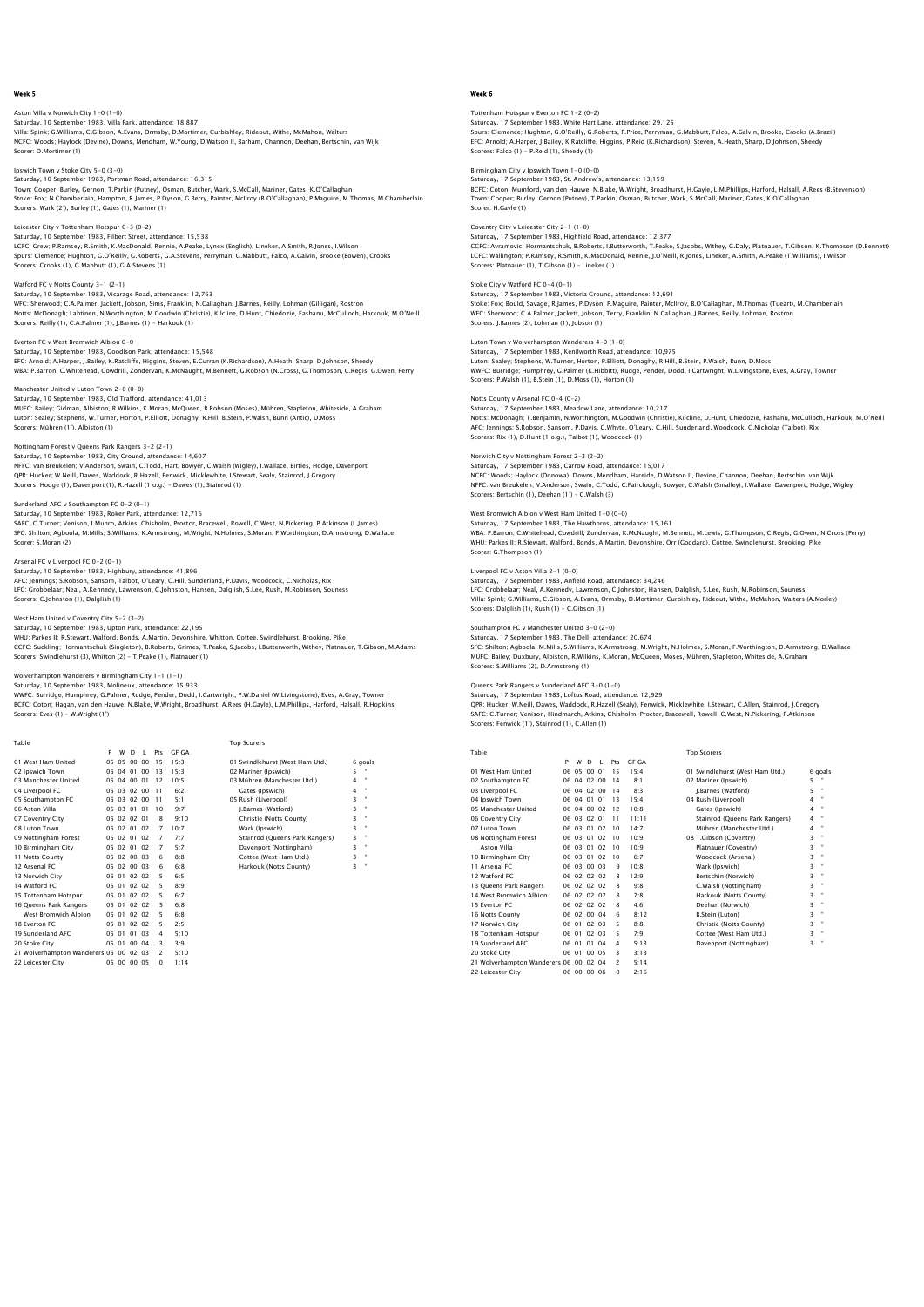## Week 5

Aston Villa v Norwich City 1-0 (1-0)
Saturday, 10 September 1983, Villa Park, attendance: 18,887
Villa: Spink; G.Williams, C.Gibson, A.Evans, Ormsby, D.Mortimer, Curbishley, Rideout, Withe, McMahon, Walters
NCFC: Woods; Haylock (Devine), Downs, Mendham, W.Young, D.Watson II, Barham, Channon, Deehan, Bertschin, van Wijk
Scorer: D.Mortimer (1)

Ipswich Town v Stoke City 5-0 (3-0)
Saturday, 10 September 1983, Portman Road, attendance: 16,315
Town: Cooper; Burley, Gernon, T.Parkin (Putney), Osman, Butcher, Wark, S.McCall, Mariner, Gates, K.O'Callaghan
Stoke: Fox; N.Chamberlain, Hampton, R.James, P.Dyson, G.Berry, Painter, McIlroy (B.O'Callaghan), P.Maguire, M.Thomas, M.Chamberlain
Scorers: Wark (2'), Burley (1), Gates (1), Mariner (1)

Leicester City v Tottenham Hotspur 0-3 (0-2)
Saturday, 10 September 1983, Filbert Street, attendance: 15,538
LCFC: Grew; P.Ramsey, R.Smith, K.MacDonald, Rennie, A.Peake, Lynex (English), Lineker, A.Smith, R.Jones, I.Wilson
Spurs: Clemence; Hughton, G.O'Reilly, G.Roberts, G.A.Stevens, Perryman, G.Mabbutt, Falco, A.Galvin, Brooke (Bowen), Crooks
Scorers: Crooks (1), G.Mabbutt (1), G.A.Stevens (1)

Watford FC v Notts County 3-1 (2-1)
Saturday, 10 September 1983, Vicarage Road, attendance: 12,763
WFC: Sherwood; C.A.Palmer, Jackett, Jobson, Sims, Franklin, N.Callaghan, J.Barnes, Reilly, Lohman (Gilligan), Rostron
Notts: McDonagh; Lahtinen, N.Worthington, M.Goodwin (Christie), Kilcline, D.Hunt, Chiedozie, Fashanu, McCulloch, Harkouk, M.O'Neill
Scorers: Reilly (1), C.A.Palmer (1), J.Barnes (1) - Harkouk (1)

Everton FC v West Bromwich Albion 0-0
Saturday, 10 September 1983, Goodison Park, attendance: 15,548
EFC: Arnold; A.Harper, J.Bailey, K.Ratcliffe, Higgins, Steven, E.Curran (K.Richardson), A.Heath, Sharp, D.Johnson, Sheedy
WBA: P.Barron; C.Whitehead, Cowdrill, Zondervan, K.McNaught, M.Bennett, G.Robson (N.Cross), G.Thompson, C.Regis, G.Owen, Perry

Manchester United v Luton Town 2-0 (0-0)
Saturday, 10 September 1983, Old Trafford, attendance: 41,013
MUFC: Bailey; Gidman, Albiston, R.Wilkins, K.Moran, McQueen, B.Robson (Moses), Mühren, Stapleton, Whiteside, A.Graham
Luton: Sealey; Stephens, W.Turner, Horton, P.Elliott, Donaghy, R.Hill, B.Stein, P.Walsh, Bunn (Antic), D.Moss
Scorers: Mühren (1'), Albiston (1)

Nottingham Forest v Queens Park Rangers 3-2 (2-1)
Saturday, 10 September 1983, City Ground, attendance: 14,607
NFFC: van Breukelen; V.Anderson, Swain, C.Todd, Hart, Bowyer, C.Walsh (Wigley), I.Wallace, Birtles, Hodge, Davenport
QPR: Hucker; W.Neill, Dawes, Waddock, R.Hazell, Fenwick, Micklewhite, I.Stewart, Sealy, Stainrod, J.Gregory
Scorers: Hodge (1), Davenport (1), R.Hazell (1 o.g.) - Dawes (1), Stainrod (1)

Sunderland AFC v Southampton FC 0-2 (0-1)
Saturday, 10 September 1983, Roker Park, attendance: 12,716
SAFC: C.Turner; Venison, I.Munro, Atkins, Chisholm, Proctor, Bracewell, Rowell, C.West, N.Pickering, P.Atkinson (L.James)
SFC: Shilton; Agboola, M.Mills, S.Williams, K.Armstrong, M.Wright, N.Holmes, S.Moran, F.Worthington, D.Armstrong, D.Wallace
Scorer: S.Moran (2)

Arsenal FC v Liverpool FC 0-2 (0-1)
Saturday, 10 September 1983, Highbury, attendance: 41,896
AFC: Jennings; S.Robson, Sansom, Talbot, O'Leary, C.Hill, Sunderland, P.Davis, Woodcock, C.Nicholas, Rix
LFC: Grobbelaar; Neal, A.Kennedy, Lawrenson, C.Johnston, Hansen, Dalglish, S.Lee, Rush, M.Robinson, Souness
Scorers: C.Johnston (1), Dalglish (1)

West Ham United v Coventry City 5-2 (3-2)
Saturday, 10 September 1983, Upton Park, attendance: 22,195
WHU: Parkes II; R.Stewart, Walford, Bonds, A.Martin, Devonshire, Whitton, Cottee, Swindlehurst, Brooking, Pike
CCFC: Suckling; Hormantschuk (Singleton), B.Roberts, Grimes, T.Peake, S.Jacobs, I.Butterworth, Withey, Platnauer, T.Gibson, M.Adams
Scorers: Swindlehurst (3), Whitton (2) - T.Peake (1), Platnauer (1)

Wolverhampton Wanderers v Birmingham City 1-1 (1-1)
Saturday, 10 September 1983, Molineux, attendance: 15,933
WWFC: Burridge; Humphrey, G.Palmer, Rudge, Pender, Dodd, I.Cartwright, P.W.Daniel (W.Livingstone), Eves, A.Gray, Towner
BCFC: Coton; Hagan, van den Hauwe, N.Blake, W.Wright, Broadhurst, A.Rees (H.Gayle), L.M.Phillips, Harford, Halsall, R.Hopkins
Scorers: Eves (1) - W.Wright (1')

Table

| | P | W | D | L | Pts | GF GA |
|---|---|---|---|---|---|---|
| 01 West Ham United | 05 | 05 | 00 | 00 | 15 | 15:3 |
| 02 Ipswich Town | 05 | 04 | 01 | 00 | 13 | 15:3 |
| 03 Manchester United | 05 | 04 | 00 | 01 | 12 | 10:5 |
| 04 Liverpool FC | 05 | 03 | 02 | 00 | 11 | 6:2 |
| 05 Southampton FC | 05 | 03 | 02 | 00 | 11 | 5:1 |
| 06 Aston Villa | 05 | 03 | 01 | 01 | 10 | 9:7 |
| 07 Coventry City | 05 | 02 | 02 | 01 | 8 | 9:10 |
| 08 Luton Town | 05 | 02 | 01 | 02 | 7 | 10:7 |
| 09 Nottingham Forest | 05 | 02 | 01 | 02 | 7 | 7:7 |
| 10 Birmingham City | 05 | 02 | 01 | 02 | 7 | 5:7 |
| 11 Notts County | 05 | 02 | 00 | 03 | 6 | 8:8 |
| 12 Arsenal FC | 05 | 02 | 00 | 03 | 6 | 6:8 |
| 13 Norwich City | 05 | 01 | 02 | 02 | 5 | 6:5 |
| 14 Watford FC | 05 | 01 | 02 | 02 | 5 | 8:9 |
| 15 Tottenham Hotspur | 05 | 01 | 02 | 02 | 5 | 6:7 |
| 16 Queens Park Rangers | 05 | 01 | 02 | 02 | 5 | 6:8 |
| West Bromwich Albion | 05 | 01 | 02 | 02 | 5 | 6:8 |
| 18 Everton FC | 05 | 01 | 02 | 02 | 5 | 2:5 |
| 19 Sunderland AFC | 05 | 01 | 01 | 03 | 4 | 5:10 |
| 20 Stoke City | 05 | 01 | 00 | 04 | 3 | 3:9 |
| 21 Wolverhampton Wanderers | 05 | 00 | 02 | 03 | 2 | 5:10 |
| 22 Leicester City | 05 | 00 | 00 | 05 | 0 | 1:14 |

Top Scorers

| | |
|---|---|
| 01 Swindlehurst (West Ham Utd.) | 6 goals |
| 02 Mariner (Ipswich) | 5 " |
| 03 Mühren (Manchester Utd.) | 4 " |
| Gates (Ipswich) | 4 " |
| 05 Rush (Liverpool) | 3 " |
| J.Barnes (Watford) | 3 " |
| Christie (Notts County) | 3 " |
| Wark (Ipswich) | 3 " |
| Stainrod (Queens Park Rangers) | 3 " |
| Davenport (Nottingham) | 3 " |
| Cottee (West Ham Utd.) | 3 " |
| Harkouk (Notts County) | 3 " |

## Week 6

Tottenham Hotspur v Everton FC 1-2 (0-2)
Saturday, 17 September 1983, White Hart Lane, attendance: 29,125
Spurs: Clemence; Hughton, G.O'Reilly, G.Roberts, P.Price, Perryman, G.Mabbutt, Falco, A.Galvin, Brooke, Crooks (A.Brazil)
EFC: Arnold; A.Harper, J.Bailey, K.Ratcliffe, Higgins, P.Reid (K.Richardson), Steven, A.Heath, Sharp, D.Johnson, Sheedy
Scorers: Falco (1) - P.Reid (1), Sheedy (1)

Birmingham City v Ipswich Town 1-0 (0-0)
Saturday, 17 September 1983, St. Andrew's, attendance: 13,159
BCFC: Coton; Mumford, van den Hauwe, N.Blake, W.Wright, Broadhurst, H.Gayle, L.M.Phillips, Harford, Halsall, A.Rees (B.Stevenson)
Town: Cooper; Burley, Gernon (Putney), T.Parkin, Osman, Butcher, Wark, S.McCall, Mariner, Gates, K.O'Callaghan
Scorer: H.Gayle (1)

Coventry City v Leicester City 2-1 (1-0)
Saturday, 17 September 1983, Highfield Road, attendance: 12,377
CCFC: Avramovic; Hormantschuk, B.Roberts, I.Butterworth, T.Peake, S.Jacobs, Withey, G.Daly, Platnauer, T.Gibson, K.Thompson (D.Bennett)
LCFC: Wallington; P.Ramsey, R.Smith, K.MacDonald, Rennie, J.O'Neill, R.Jones, Lineker, A.Smith, A.Peake (T.Williams), I.Wilson
Scorers: Platnauer (1), T.Gibson (1) - Lineker (1)

Stoke City v Watford FC 0-4 (0-1)
Saturday, 17 September 1983, Victoria Ground, attendance: 12,691
Stoke: Fox; Bould, Savage, R.James, P.Dyson, P.Maguire, Painter, McIlroy, B.O'Callaghan, M.Thomas (Tueart), M.Chamberlain
WFC: Sherwood; C.A.Palmer, Jackett, Jobson, Terry, Franklin, N.Callaghan, J.Barnes, Reilly, Lohman, Rostron
Scorers: J.Barnes (2), Lohman (1), Jobson (1)

Luton Town v Wolverhampton Wanderers 4-0 (1-0)
Saturday, 17 September 1983, Kenilworth Road, attendance: 10,975
Luton: Sealey; Stephens, W.Turner, Horton, P.Elliott, Donaghy, R.Hill, B.Stein, P.Walsh, Bunn, D.Moss
WWFC: Burridge; Humphrey, G.Palmer (K.Hibbitt), Rudge, Pender, Dodd, I.Cartwright, W.Livingstone, Eves, A.Gray, Towner
Scorers: P.Walsh (1), B.Stein (1), D.Moss (1), Horton (1)

Notts County v Arsenal FC 0-4 (0-2)
Saturday, 17 September 1983, Meadow Lane, attendance: 10,217
Notts: McDonagh; T.Benjamin, N.Worthington, M.Goodwin (Christie), Kilcline, D.Hunt, Chiedozie, Fashanu, McCulloch, Harkouk, M.O'Neill
AFC: Jennings; S.Robson, Sansom, P.Davis, C.Whyte, O'Leary, C.Hill, Sunderland, Woodcock, C.Nicholas (Talbot), Rix
Scorers: Rix (1), D.Hunt (1 o.g.), Talbot (1), Woodcock (1)

Norwich City v Nottingham Forest 2-3 (2-2)
Saturday, 17 September 1983, Carrow Road, attendance: 15,017
NCFC: Woods; Haylock (Donowa), Downs, Mendham, Hareide, D.Watson II, Devine, Channon, Deehan, Bertschin, van Wijk
NFFC: van Breukelen; V.Anderson, Swain, C.Todd, C.Fairclough, Bowyer, C.Walsh (Smalley), I.Wallace, Davenport, Hodge, Wigley
Scorers: Bertschin (1), Deehan (1') - C.Walsh (3)

West Bromwich Albion v West Ham United 1-0 (0-0)
Saturday, 17 September 1983, The Hawthorns, attendance: 15,161
WBA: P.Barron; C.Whitehead, Cowdrill, Zondervan, K.McNaught, M.Bennett, M.Lewis, G.Thompson, C.Regis, G.Owen, N.Cross (Perry)
WHU: Parkes II; R.Stewart, Walford, Bonds, A.Martin, Devonshire, Orr (Goddard), Cottee, Swindlehurst, Brooking, Pike
Scorer: G.Thompson (1)

Liverpool FC v Aston Villa 2-1 (0-0)
Saturday, 17 September 1983, Anfield Road, attendance: 34,246
LFC: Grobbelaar; Neal, A.Kennedy, Lawrenson, C.Johnston, Hansen, Dalglish, S.Lee, Rush, M.Robinson, Souness
Villa: Spink; G.Williams, C.Gibson, A.Evans, Ormsby, D.Mortimer, Curbishley, Rideout, Withe, McMahon, Walters (A.Morley)
Scorers: Dalglish (1), Rush (1) - C.Gibson (1)

Southampton FC v Manchester United 3-0 (2-0)
Saturday, 17 September 1983, The Dell, attendance: 20,674
SFC: Shilton; Agboola, M.Mills, S.Williams, K.Armstrong, M.Wright, N.Holmes, S.Moran, F.Worthington, D.Armstrong, D.Wallace
MUFC: Bailey; Duxbury, Albiston, R.Wilkins, K.Moran, McQueen, Moses, Mühren, Stapleton, Whiteside, A.Graham
Scorers: S.Williams (2), D.Armstrong (1)

Queens Park Rangers v Sunderland AFC 3-0 (1-0)
Saturday, 17 September 1983, Loftus Road, attendance: 12,929
QPR: Hucker; W.Neill, Dawes, Waddock, R.Hazell (Sealy), Fenwick, Micklewhite, I.Stewart, C.Allen, Stainrod, J.Gregory
SAFC: C.Turner; Venison, Hindmarch, Atkins, Chisholm, Proctor, Bracewell, Rowell, C.West, N.Pickering, P.Atkinson
Scorers: Fenwick (1'), Stainrod (1), C.Allen (1)

Table

| | P | W | D | L | Pts | GF GA |
|---|---|---|---|---|---|---|
| 01 West Ham United | 06 | 05 | 00 | 01 | 15 | 15:4 |
| 02 Southampton FC | 06 | 04 | 02 | 00 | 14 | 8:1 |
| 03 Liverpool FC | 06 | 04 | 02 | 00 | 14 | 8:3 |
| 04 Ipswich Town | 06 | 04 | 01 | 01 | 13 | 15:4 |
| 05 Manchester United | 06 | 04 | 00 | 02 | 12 | 10:8 |
| 06 Coventry City | 06 | 03 | 02 | 01 | 11 | 11:11 |
| 07 Luton Town | 06 | 03 | 01 | 02 | 10 | 14:7 |
| 08 Nottingham Forest | 06 | 03 | 01 | 02 | 10 | 10:9 |
| Aston Villa | 06 | 03 | 01 | 02 | 10 | 10:9 |
| 10 Birmingham City | 06 | 03 | 01 | 02 | 10 | 6:7 |
| 11 Arsenal FC | 06 | 03 | 00 | 03 | 9 | 10:8 |
| 12 Watford FC | 06 | 02 | 02 | 02 | 8 | 12:9 |
| 13 Queens Park Rangers | 06 | 02 | 02 | 02 | 8 | 9:8 |
| 14 West Bromwich Albion | 06 | 02 | 02 | 02 | 8 | 7:8 |
| 15 Everton FC | 06 | 02 | 02 | 02 | 8 | 4:6 |
| 16 Notts County | 06 | 02 | 00 | 04 | 6 | 8:12 |
| 17 Norwich City | 06 | 01 | 02 | 03 | 5 | 8:8 |
| 18 Tottenham Hotspur | 06 | 01 | 02 | 03 | 5 | 7:9 |
| 19 Sunderland AFC | 06 | 01 | 01 | 04 | 4 | 5:13 |
| 20 Stoke City | 06 | 01 | 00 | 05 | 3 | 3:13 |
| 21 Wolverhampton Wanderers | 06 | 00 | 02 | 04 | 2 | 5:14 |
| 22 Leicester City | 06 | 00 | 00 | 06 | 0 | 2:16 |

Top Scorers

| | |
|---|---|
| 01 Swindlehurst (West Ham Utd.) | 6 goals |
| 02 Mariner (Ipswich) | 5 " |
| J.Barnes (Watford) | 5 " |
| 04 Rush (Liverpool) | 4 " |
| Gates (Ipswich) | 4 " |
| Stainrod (Queens Park Rangers) | 4 " |
| Mühren (Manchester Utd.) | 4 " |
| 08 T.Gibson (Coventry) | 3 " |
| Platnauer (Coventry) | 3 " |
| Woodcock (Arsenal) | 3 " |
| Wark (Ipswich) | 3 " |
| Bertschin (Norwich) | 3 " |
| C.Walsh (Nottingham) | 3 " |
| Harkouk (Notts County) | 3 " |
| Deehan (Norwich) | 3 " |
| B.Stein (Luton) | 3 " |
| Christie (Notts County) | 3 " |
| Cottee (West Ham Utd.) | 3 " |
| Davenport (Nottingham) | 3 " |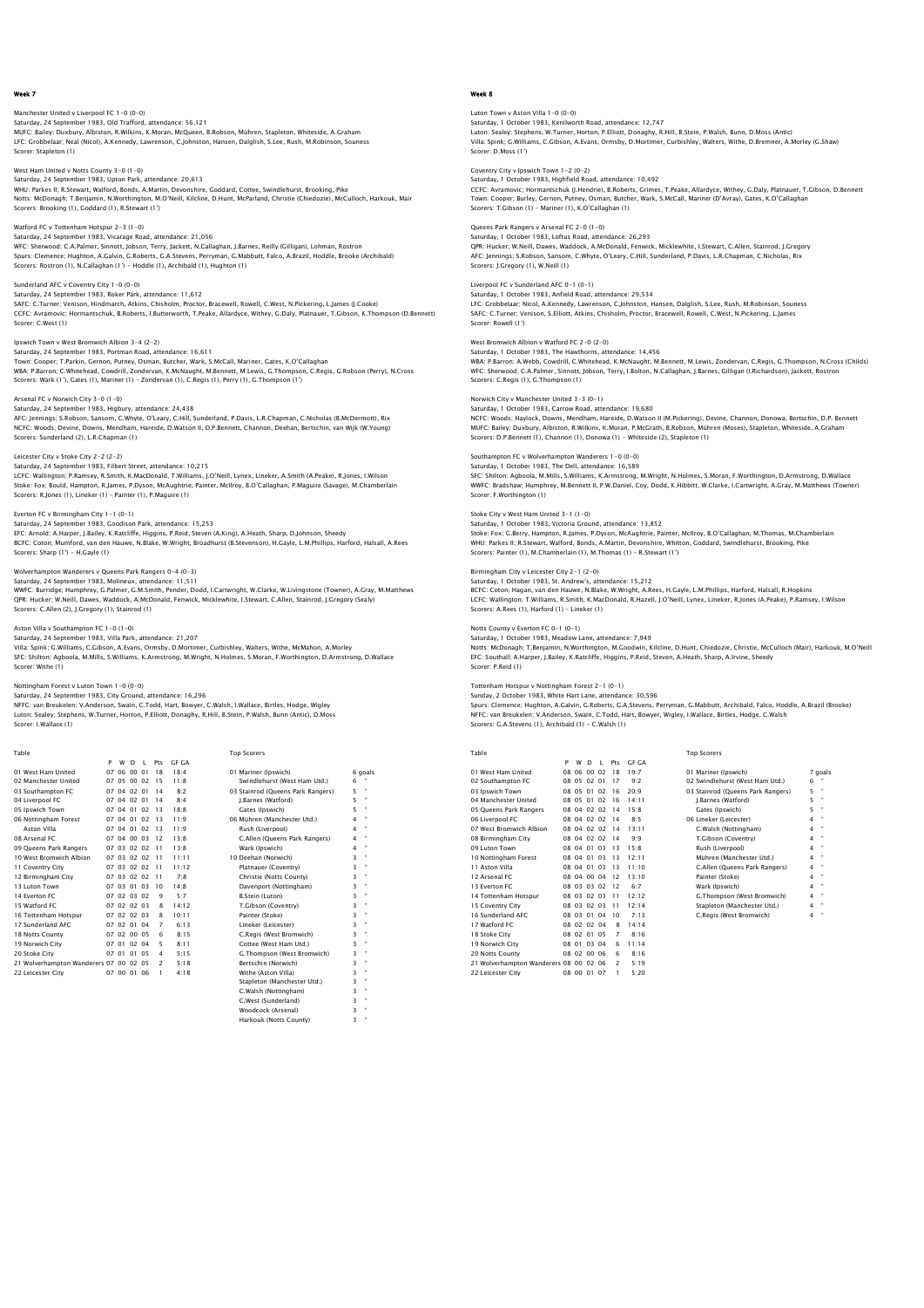## Week 7

**Manchester United v Liverpool FC 1-0 (0-0)**
Saturday, 24 September 1983, Old Trafford, attendance: 56,121
MUFC: Bailey; Duxbury, Albiston, R.Wilkins, K.Moran, McQueen, B.Robson, Mühren, Stapleton, Whiteside, A.Graham
LFC: Grobbelaar; Neal (Nicol), A.Kennedy, Lawrenson, C.Johnston, Hansen, Dalglish, S.Lee, Rush, M.Robinson, Souness
Scorer: Stapleton (1)

**West Ham United v Notts County 3-0 (1-0)**
Saturday, 24 September 1983, Upton Park, attendance: 20,613
WHU: Parkes II; R.Stewart, Walford, Bonds, A.Martin, Devonshire, Goddard, Cottee, Swindlehurst, Brooking, Pike
Notts: McDonagh; T.Benjamin, N.Worthington, M.O'Neill, Kilcline, D.Hunt, McParland, Christie (Chiedozie), McCulloch, Harkouk, Mair
Scorers: Brooking (1), Goddard (1), R.Stewart (1')

**Watford FC v Tottenham Hotspur 2-3 (1-0)**
Saturday, 24 September 1983, Vicarage Road, attendance: 21,056
WFC: Sherwood; C.A.Palmer, Sinnott, Jobson, Terry, Jackett, N.Callaghan, J.Barnes, Reilly (Gilligan), Lohman, Rostron
Spurs: Clemence; Hughton, A.Galvin, G.Roberts, G.A.Stevens, Perryman, G.Mabbutt, Falco, A.Brazil, Hoddle, Brooke (Archibald)
Scorers: Rostron (1), N.Callaghan (1') – Hoddle (1), Archibald (1), Hughton (1)

**Sunderland AFC v Coventry City 1-0 (0-0)**
Saturday, 24 September 1983, Roker Park, attendance: 11,612
SAFC: C.Turner; Venison, Hindmarch, Atkins, Chisholm, Proctor, Bracewell, Rowell, C.West, N.Pickering, L.James (J.Cooke)
CCFC: Avramovic; Hormantschuk, B.Roberts, I.Butterworth, T.Peake, Allardyce, Withey, G.Daly, Platnauer, T.Gibson, K.Thompson (D.Bennett)
Scorer: C.West (1)

**Ipswich Town v West Bromwich Albion 3-4 (2-2)**
Saturday, 24 September 1983, Portman Road, attendance: 16,611
Town: Cooper; T.Parkin, Gernon, Putney, Osman, Butcher, Wark, S.McCall, Mariner, Gates, K.O'Callaghan
WBA: P.Barron; C.Whitehead, Cowdrill, Zondervan, K.McNaught, M.Bennett, M.Lewis, G.Thompson, C.Regis, G.Robson (Perry), N.Cross
Scorers: Wark (1'), Gates (1), Mariner (1) – Zondervan (1), C.Regis (1), Perry (1), G.Thompson (1')

**Arsenal FC v Norwich City 3-0 (1-0)**
Saturday, 24 September 1983, Highbury, attendance: 24,438
AFC: Jennings; S.Robson, Sansom, C.Whyte, O'Leary, C.Hill, Sunderland, P.Davis, L.R.Chapman, C.Nicholas (B.McDermott), Rix
NCFC: Woods; Devine, Downs, Mendham, Hareide, D.Watson II, D.P.Bennett, Channon, Deehan, Bertschin, van Wijk (W.Young)
Scorers: Sunderland (2), L.R.Chapman (1)

**Leicester City v Stoke City 2-2 (2-2)**
Saturday, 24 September 1983, Filbert Street, attendance: 10,215
LCFC: Wallington; P.Ramsey, R.Smith, K.MacDonald, T.Williams, J.O'Neill, Lynex, Lineker, A.Smith (A.Peake), R.Jones, I.Wilson
Stoke: Fox; Bould, Hampton, R.James, P.Dyson, McAughtrie, Painter, McIlroy, B.O'Callaghan, P.Maguire (Savage), M.Chamberlain
Scorers: R.Jones (1), Lineker (1) – Painter (1), P.Maguire (1)

**Everton FC v Birmingham City 1-1 (0-1)**
Saturday, 24 September 1983, Goodison Park, attendance: 15,253
EFC: Arnold; A.Harper, J.Bailey, K.Ratcliffe, Higgins, P.Reid, Steven (A.King), A.Heath, Sharp, D.Johnson, Sheedy
BCFC: Coton; Mumford, van den Hauwe, N.Blake, W.Wright, Broadhurst (B.Stevenson), H.Gayle, L.M.Phillips, Harford, Halsall, A.Rees
Scorers: Sharp (1') – H.Gayle (1)

**Wolverhampton Wanderers v Queens Park Rangers 0-4 (0-3)**
Saturday, 24 September 1983, Molineux, attendance: 11,511
WWFC: Burridge; Humphrey, G.Palmer, G.M.Smith, Pender, Dodd, I.Cartwright, W.Clarke, W.Livingstone (Towner), A.Gray, M.Matthews
QPR: Hucker; W.Neill, Dawes, Waddock, A.McDonald, Fenwick, Micklewhite, I.Stewart, C.Allen, Stainrod, J.Gregory (Sealy)
Scorers: C.Allen (2), J.Gregory (1), Stainrod (1)

**Aston Villa v Southampton FC 1-0 (1-0)**
Saturday, 24 September 1983, Villa Park, attendance: 21,207
Villa: Spink; G.Williams, C.Gibson, A.Evans, Ormsby, D.Mortimer, Curbishley, Walters, Withe, McMahon, A.Morley
SFC: Shilton; Agboola, M.Mills, S.Williams, K.Armstrong, M.Wright, N.Holmes, S.Moran, F.Worthington, D.Armstrong, D.Wallace
Scorer: Withe (1)

**Nottingham Forest v Luton Town 1-0 (0-0)**
Saturday, 24 September 1983, City Ground, attendance: 16,296
NFFC: van Breukelen; V.Anderson, Swain, C.Todd, Hart, Bowyer, C.Walsh, I.Wallace, Birtles, Hodge, Wigley
Luton: Sealey; Stephens, W.Turner, Horton, P.Elliott, Donaghy, R.Hill, B.Stein, P.Walsh, Bunn (Antic), D.Moss
Scorer: I.Wallace (1)

### Table

| | P | W | D | L | Pts | GF GA |
|---|---|---|---|---|---|---|
| 01 West Ham United | 07 | 06 | 00 | 01 | 18 | 18:4 |
| 02 Manchester United | 07 | 05 | 00 | 02 | 15 | 11:8 |
| 03 Southampton FC | 07 | 04 | 02 | 01 | 14 | 8:2 |
| 04 Liverpool FC | 07 | 04 | 02 | 01 | 14 | 8:4 |
| 05 Ipswich Town | 07 | 04 | 01 | 02 | 13 | 18:8 |
| 06 Nottingham Forest | 07 | 04 | 01 | 02 | 13 | 11:9 |
| Aston Villa | 07 | 04 | 01 | 02 | 13 | 11:9 |
| 08 Arsenal FC | 07 | 04 | 00 | 03 | 12 | 13:8 |
| 09 Queens Park Rangers | 07 | 03 | 02 | 02 | 11 | 13:8 |
| 10 West Bromwich Albion | 07 | 03 | 02 | 02 | 11 | 11:11 |
| 11 Coventry City | 07 | 03 | 02 | 02 | 11 | 11:12 |
| 12 Birmingham City | 07 | 03 | 02 | 02 | 11 | 7:8 |
| 13 Luton Town | 07 | 03 | 01 | 03 | 10 | 14:8 |
| 14 Everton FC | 07 | 02 | 03 | 02 | 9 | 5:7 |
| 15 Watford FC | 07 | 02 | 02 | 03 | 8 | 14:12 |
| 16 Tottenham Hotspur | 07 | 02 | 02 | 03 | 8 | 10:11 |
| 17 Sunderland AFC | 07 | 02 | 01 | 04 | 7 | 6:13 |
| 18 Notts County | 07 | 02 | 00 | 05 | 6 | 8:15 |
| 19 Norwich City | 07 | 01 | 02 | 04 | 5 | 8:11 |
| 20 Stoke City | 07 | 01 | 01 | 05 | 4 | 5:15 |
| 21 Wolverhampton Wanderers | 07 | 00 | 02 | 05 | 2 | 5:18 |
| 22 Leicester City | 07 | 00 | 01 | 06 | 1 | 4:18 |

### Top Scorers

| | |
|---|---|
| 01 Mariner (Ipswich) | 6 goals |
| Swindlehurst (West Ham Utd.) | 6 " |
| 03 Stainrod (Queens Park Rangers) | 5 " |
| J.Barnes (Watford) | 5 " |
| Gates (Ipswich) | 5 " |
| 06 Mühren (Manchester Utd.) | 4 " |
| Rush (Liverpool) | 4 " |
| C.Allen (Queens Park Rangers) | 4 " |
| Wark (Ipswich) | 4 " |
| 10 Deehan (Norwich) | 3 " |
| Platnauer (Coventry) | 3 " |
| Christie (Notts County) | 3 " |
| Davenport (Nottingham) | 3 " |
| B.Stein (Luton) | 3 " |
| T.Gibson (Coventry) | 3 " |
| Painter (Stoke) | 3 " |
| Lineker (Leicester) | 3 " |
| C.Regis (West Bromwich) | 3 " |
| Cottee (West Ham Utd.) | 3 " |
| G.Thompson (West Bromwich) | 3 " |
| Bertschin (Norwich) | 3 " |
| Withe (Aston Villa) | 3 " |
| Stapleton (Manchester Utd.) | 3 " |
| C.Walsh (Nottingham) | 3 " |
| C.West (Sunderland) | 3 " |
| Woodcock (Arsenal) | 3 " |
| Harkouk (Notts County) | 3 " |

## Week 8

**Luton Town v Aston Villa 1-0 (0-0)**
Saturday, 1 October 1983, Kenilworth Road, attendance: 12,747
Luton: Sealey; Stephens, W.Turner, Horton, P.Elliott, Donaghy, R.Hill, B.Stein, P.Walsh, Bunn, D.Moss (Antic)
Villa: Spink; G.Williams, C.Gibson, A.Evans, Ormsby, D.Mortimer, Curbishley, Walters, Withe, D.Bremner, A.Morley (G.Shaw)
Scorer: D.Moss (1')

**Coventry City v Ipswich Town 1-2 (0-2)**
Saturday, 1 October 1983, Highfield Road, attendance: 10,492
CCFC: Avramovic; Hormantschuk (J.Hendrie), B.Roberts, Grimes, T.Peake, Allardyce, Withey, G.Daly, Platnauer, T.Gibson, D.Bennett
Town: Cooper; Burley, Gernon, Putney, Osman, Butcher, Wark, S.McCall, Mariner (D'Avray), Gates, K.O'Callaghan
Scorers: T.Gibson (1) – Mariner (1), K.O'Callaghan (1)

**Queens Park Rangers v Arsenal FC 2-0 (1-0)**
Saturday, 1 October 1983, Loftus Road, attendance: 26,293
QPR: Hucker; W.Neill, Dawes, Waddock, A.McDonald, Fenwick, Micklewhite, I.Stewart, C.Allen, Stainrod, J.Gregory
AFC: Jennings; S.Robson, Sansom, C.Whyte, O'Leary, C.Hill, Sunderland, P.Davis, L.R.Chapman, C.Nicholas, Rix
Scorers: J.Gregory (1), W.Neill (1)

**Liverpool FC v Sunderland AFC 0-1 (0-1)**
Saturday, 1 October 1983, Anfield Road, attendance: 29,534
LFC: Grobbelaar; Nicol, A.Kennedy, Lawrenson, C.Johnston, Hansen, Dalglish, S.Lee, Rush, M.Robinson, Souness
SAFC: C.Turner; Venison, S.Elliott, Atkins, Chisholm, Proctor, Bracewell, Rowell, C.West, N.Pickering, L.James
Scorer: Rowell (1')

**West Bromwich Albion v Watford FC 2-0 (2-0)**
Saturday, 1 October 1983, The Hawthorns, attendance: 14,456
WBA: P.Barron; A.Webb, Cowdrill, C.Whitehead, K.McNaught, M.Bennett, M.Lewis, Zondervan, C.Regis, G.Thompson, N.Cross (Childs)
WFC: Sherwood; C.A.Palmer, Sinnott, Jobson, Terry, I.Bolton, N.Callaghan, J.Barnes, Gilligan (I.Richardson), Jackett, Rostron
Scorers: C.Regis (1), G.Thompson (1)

**Norwich City v Manchester United 3-3 (0-1)**
Saturday, 1 October 1983, Carrow Road, attendance: 19,680
NCFC: Woods; Haylock, Downs, Mendham, Hareide, D.Watson II (M.Pickering), Devine, Channon, Donowa, Bertschin, D.P. Bennett
MUFC: Bailey; Duxbury, Albiston, R.Wilkins, K.Moran, P.McGrath, B.Robson, Mühren (Moses), Stapleton, Whiteside, A.Graham
Scorers: D.P.Bennett (1), Channon (1), Donowa (1) – Whiteside (2), Stapleton (1)

**Southampton FC v Wolverhampton Wanderers 1-0 (0-0)**
Saturday, 1 October 1983, The Dell, attendance: 16,589
SFC: Shilton; Agboola, M.Mills, S.Williams, K.Armstrong, M.Wright, N.Holmes, S.Moran, F.Worthington, D.Armstrong, D.Wallace
WWFC: Bradshaw; Humphrey, M.Bennett II, P.W.Daniel, Coy, Dodd, K.Hibbitt, W.Clarke, I.Cartwright, A.Gray, M.Matthews (Towner)
Scorer: F.Worthington (1)

**Stoke City v West Ham United 3-1 (1-0)**
Saturday, 1 October 1983, Victoria Ground, attendance: 13,852
Stoke: Fox; G.Berry, Hampton, R.James, P.Dyson, McAughtrie, Painter, McIlroy, B.O'Callaghan, M.Thomas, M.Chamberlain
WHU: Parkes II; R.Stewart, Walford, Bonds, A.Martin, Devonshire, Whitton, Goddard, Swindlehurst, Brooking, Pike
Scorers: Painter (1), M.Chamberlain (1), M.Thomas (1) – R.Stewart (1')

**Birmingham City v Leicester City 2-1 (2-0)**
Saturday, 1 October 1983, St. Andrew's, attendance: 15,212
BCFC: Coton; Hagan, van den Hauwe, N.Blake, W.Wright, A.Rees, H.Gayle, L.M.Phillips, Harford, Halsall, R.Hopkins
LCFC: Wallington; T.Williams, R.Smith, K.MacDonald, R.Hazell, J.O'Neill, Lynex, Lineker, R.Jones (A.Peake), P.Ramsey, I.Wilson
Scorers: A.Rees (1), Harford (1) – Lineker (1)

**Notts County v Everton FC 0-1 (0-1)**
Saturday, 1 October 1983, Meadow Lane, attendance: 7,949
Notts: McDonagh; T.Benjamin, N.Worthington, M.Goodwin, Kilcline, D.Hunt, Chiedozie, Christie, McCulloch (Mair), Harkouk, M.O'Neill
EFC: Southall; A.Harper, J.Bailey, K.Ratcliffe, Higgins, P.Reid, Steven, A.Heath, Sharp, A.Irvine, Sheedy
Scorer: P.Reid (1)

**Tottenham Hotspur v Nottingham Forest 2-1 (0-1)**
Sunday, 2 October 1983, White Hart Lane, attendance: 30,596
Spurs: Clemence; Hughton, A.Galvin, G.Roberts, G.A.Stevens, Perryman, G.Mabbutt, Archibald, Falco, Hoddle, A.Brazil (Brooke)
NFFC: van Breukelen; V.Anderson, Swain, C.Todd, Hart, Bowyer, Wigley, I.Wallace, Birtles, Hodge, C.Walsh
Scorers: G.A.Stevens (1), Archibald (1) – C.Walsh (1)

### Table

| | P | W | D | L | Pts | GF GA |
|---|---|---|---|---|---|---|
| 01 West Ham United | 08 | 06 | 00 | 02 | 18 | 19:7 |
| 02 Southampton FC | 08 | 05 | 02 | 01 | 17 | 9:2 |
| 03 Ipswich Town | 08 | 05 | 01 | 02 | 16 | 20:9 |
| 04 Manchester United | 08 | 05 | 01 | 02 | 16 | 14:11 |
| 05 Queens Park Rangers | 08 | 04 | 02 | 02 | 14 | 15:8 |
| 06 Liverpool FC | 08 | 04 | 02 | 02 | 14 | 8:5 |
| 07 West Bromwich Albion | 08 | 04 | 02 | 02 | 14 | 13:11 |
| 08 Birmingham City | 08 | 04 | 02 | 02 | 14 | 9:9 |
| 09 Luton Town | 08 | 04 | 01 | 03 | 13 | 15:8 |
| 10 Nottingham Forest | 08 | 04 | 01 | 03 | 13 | 12:11 |
| 11 Aston Villa | 08 | 04 | 01 | 03 | 13 | 11:10 |
| 12 Arsenal FC | 08 | 04 | 00 | 04 | 12 | 13:10 |
| 13 Everton FC | 08 | 03 | 03 | 02 | 12 | 6:7 |
| 14 Tottenham Hotspur | 08 | 03 | 02 | 03 | 11 | 12:12 |
| 15 Coventry City | 08 | 03 | 02 | 03 | 11 | 12:14 |
| 16 Sunderland AFC | 08 | 03 | 01 | 04 | 10 | 7:13 |
| 17 Watford FC | 08 | 02 | 02 | 04 | 8 | 14:14 |
| 18 Stoke City | 08 | 02 | 01 | 05 | 7 | 8:16 |
| 19 Norwich City | 08 | 01 | 03 | 04 | 6 | 11:14 |
| 20 Notts County | 08 | 02 | 00 | 06 | 6 | 8:16 |
| 21 Wolverhampton Wanderers | 08 | 00 | 02 | 06 | 2 | 5:19 |
| 22 Leicester City | 08 | 00 | 01 | 07 | 1 | 5:20 |

### Top Scorers

| | |
|---|---|
| 01 Mariner (Ipswich) | 7 goals |
| 02 Swindlehurst (West Ham Utd.) | 6 " |
| 03 Stainrod (Queens Park Rangers) | 5 " |
| J.Barnes (Watford) | 5 " |
| Gates (Ipswich) | 5 " |
| 06 Lineker (Leicester) | 4 " |
| C.Walsh (Nottingham) | 4 " |
| T.Gibson (Coventry) | 4 " |
| Rush (Liverpool) | 4 " |
| Mühren (Manchester Utd.) | 4 " |
| C.Allen (Queens Park Rangers) | 4 " |
| Painter (Stoke) | 4 " |
| Wark (Ipswich) | 4 " |
| G.Thompson (West Bromwich) | 4 " |
| Stapleton (Manchester Utd.) | 4 " |
| C.Regis (West Bromwich) | 4 " |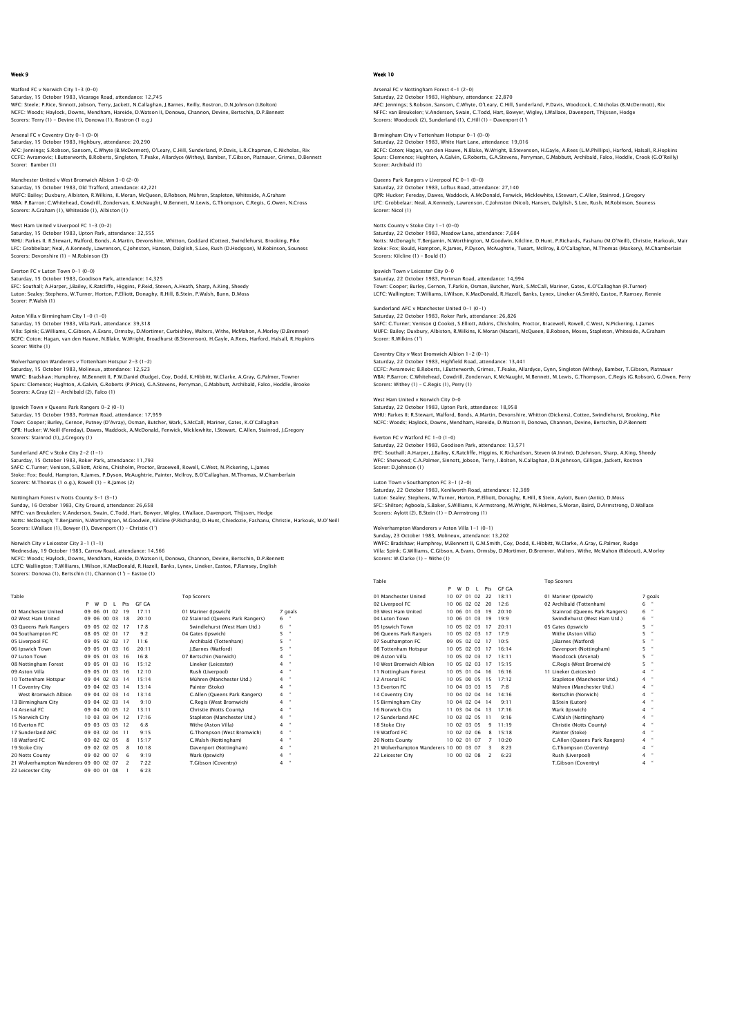## Week 9

Watford FC v Norwich City 1–3 (0–0)
Saturday, 15 October 1983, Vicarage Road, attendance: 12,745
WFC: Steele; P.Rice, Sinnott, Jobson, Terry, Jackett, N.Callaghan, J.Barnes, Reilly, Rostron, D.N.Johnson (I.Bolton)
NCFC: Woods; Haylock, Downs, Mendham, Hareide, D.Watson II, Donowa, Channon, Devine, Bertschin, D.P.Bennett
Scorers: Terry (1) – Devine (1), Donowa (1), Rostron (1 o.g.)

Arsenal FC v Coventry City 0–1 (0–0)
Saturday, 15 October 1983, Highbury, attendance: 20,290
AFC: Jennings; S.Robson, Sansom, C.Whyte (B.McDermott), O'Leary, C.Hill, Sunderland, P.Davis, L.R.Chapman, C.Nicholas, Rix
CCFC: Avramovic; I.Butterworth, B.Roberts, Singleton, T.Peake, Allardyce (Withey), Bamber, T.Gibson, Platnauer, Grimes, D.Bennett
Scorer: Bamber (1)

Manchester United v West Bromwich Albion 3–0 (2–0)
Saturday, 15 October 1983, Old Trafford, attendance: 42,221
MUFC: Bailey; Duxbury, Albiston, R.Wilkins, K.Moran, McQueen, B.Robson, Mühren, Stapleton, Whiteside, A.Graham
WBA: P.Barron; C.Whitehead, Cowdrill, Zondervan, K.McNaught, M.Bennett, M.Lewis, G.Thompson, C.Regis, G.Owen, N.Cross
Scorers: A.Graham (1), Whiteside (1), Albiston (1)

West Ham United v Liverpool FC 1–3 (0–2)
Saturday, 15 October 1983, Upton Park, attendance: 32,555
WHU: Parkes II; R.Stewart, Walford, Bonds, A.Martin, Devonshire, Whitton, Goddard (Cottee), Swindlehurst, Brooking, Pike
LFC: Grobbelaar; Neal, A.Kennedy, Lawrenson, C.Johnston, Hansen, Dalglish, S.Lee, Rush (D.Hodgson), M.Robinson, Souness
Scorers: Devonshire (1) – M.Robinson (3)

Everton FC v Luton Town 0–1 (0–0)
Saturday, 15 October 1983, Goodison Park, attendance: 14,325
EFC: Southall; A.Harper, J.Bailey, K.Ratcliffe, Higgins, P.Reid, Steven, A.Heath, Sharp, A.King, Sheedy
Luton: Sealey; Stephens, W.Turner, Horton, P.Elliott, Donaghy, R.Hill, B.Stein, P.Walsh, Bunn, D.Moss
Scorer: P.Walsh (1)

Aston Villa v Birmingham City 1–0 (1–0)
Saturday, 15 October 1983, Villa Park, attendance: 39,318
Villa: Spink; G.Williams, C.Gibson, A.Evans, Ormsby, D.Mortimer, Curbishley, Walters, Withe, McMahon, A.Morley (D.Bremner)
BCFC: Coton; Hagan, van den Hauwe, N.Blake, W.Wright, Broadhurst (B.Stevenson), H.Gayle, A.Rees, Harford, Halsall, R.Hopkins
Scorer: Withe (1)

Wolverhampton Wanderers v Tottenham Hotspur 2–3 (1–2)
Saturday, 15 October 1983, Molineux, attendance: 12,523
WWFC: Bradshaw; Humphrey, M.Bennett II, P.W.Daniel (Rudge), Coy, Dodd, K.Hibbitt, W.Clarke, A.Gray, G.Palmer, Towner
Spurs: Clemence; Hughton, A.Galvin, G.Roberts (P.Price), G.A.Stevens, Perryman, G.Mabbutt, Archibald, Falco, Hoddle, Brooke
Scorers: A.Gray (2) – Archibald (2), Falco (1)

Ipswich Town v Queens Park Rangers 0–2 (0–1)
Saturday, 15 October 1983, Portman Road, attendance: 17,959
Town: Cooper; Burley, Gernon, Putney (D'Avray), Osman, Butcher, Wark, S.McCall, Mariner, Gates, K.O'Callaghan
QPR: Hucker; W.Neill (Fereday), Dawes, Waddock, A.McDonald, Fenwick, Micklewhite, I.Stewart, C.Allen, Stainrod, J.Gregory
Scorers: Stainrod (1), J.Gregory (1)

Sunderland AFC v Stoke City 2–2 (1–1)
Saturday, 15 October 1983, Roker Park, attendance: 11,793
SAFC: C.Turner; Venison, S.Elliott, Atkins, Chisholm, Proctor, Bracewell, Rowell, C.West, N.Pickering, L.James
Stoke: Fox; Bould, Hampton, R.James, P.Dyson, McAughtrie, Painter, McIlroy, B.O'Callaghan, M.Thomas, M.Chamberlain
Scorers: M.Thomas (1 o.g.), Rowell (1) – R.James (2)

Nottingham Forest v Notts County 3–1 (3–1)
Sunday, 16 October 1983, City Ground, attendance: 26,658
NFFC: van Breukelen; V.Anderson, Swain, C.Todd, Hart, Bowyer, Wigley, I.Wallace, Davenport, Thijssen, Hodge
Notts: McDonagh; T.Benjamin, N.Worthington, M.Goodwin, Kilcline (P.Richards), D.Hunt, Chiedozie, Fashanu, Christie, Harkouk, M.O'Neill
Scorers: I.Wallace (1), Bowyer (1), Davenport (1) – Christie (1')

Norwich City v Leicester City 3–1 (1–1)
Wednesday, 19 October 1983, Carrow Road, attendance: 14,566
NCFC: Woods; Haylock, Downs, Mendham, Hareide, D.Watson II, Donowa, Channon, Devine, Bertschin, D.P.Bennett
LCFC: Wallington; T.Williams, I.Wilson, K.MacDonald, R.Hazell, Banks, Lynex, Lineker, Eastoe, P.Ramsey, English
Scorers: Donowa (1), Bertschin (1), Channon (1') – Eastoe (1)

Table

| | P | W | D | L | Pts | GF GA |
|---|---|---|---|---|---|---|
| 01 Manchester United | 09 | 06 | 01 | 02 | 19 | 17:11 |
| 02 West Ham United | 09 | 06 | 00 | 03 | 18 | 20:10 |
| 03 Queens Park Rangers | 09 | 05 | 02 | 02 | 17 | 17:8 |
| 04 Southampton FC | 08 | 05 | 02 | 01 | 17 | 9:2 |
| 05 Liverpool FC | 09 | 05 | 02 | 02 | 17 | 11:6 |
| 06 Ipswich Town | 09 | 05 | 01 | 03 | 16 | 20:11 |
| 07 Luton Town | 09 | 05 | 01 | 03 | 16 | 16:8 |
| 08 Nottingham Forest | 09 | 05 | 01 | 03 | 16 | 15:12 |
| 09 Aston Villa | 09 | 05 | 01 | 03 | 16 | 12:10 |
| 10 Tottenham Hotspur | 09 | 04 | 02 | 03 | 14 | 15:14 |
| 11 Coventry City | 09 | 04 | 02 | 03 | 14 | 13:14 |
| West Bromwich Albion | 09 | 04 | 02 | 03 | 14 | 13:14 |
| 13 Birmingham City | 09 | 04 | 02 | 03 | 14 | 9:10 |
| 14 Arsenal FC | 09 | 04 | 00 | 05 | 12 | 13:11 |
| 15 Norwich City | 10 | 03 | 03 | 04 | 12 | 17:16 |
| 16 Everton FC | 09 | 03 | 03 | 03 | 12 | 6:8 |
| 17 Sunderland AFC | 09 | 03 | 02 | 04 | 11 | 9:15 |
| 18 Watford FC | 09 | 02 | 02 | 05 | 8 | 15:17 |
| 19 Stoke City | 09 | 02 | 02 | 05 | 8 | 10:18 |
| 20 Notts County | 09 | 02 | 00 | 07 | 6 | 9:19 |
| 21 Wolverhampton Wanderers | 09 | 00 | 02 | 07 | 2 | 7:22 |
| 22 Leicester City | 09 | 00 | 01 | 08 | 1 | 6:23 |

Top Scorers

| | | |
|---|---|---|
| 01 Mariner (Ipswich) | 7 goals | |
| 02 Stainrod (Queens Park Rangers) | 6 | " |
| Swindlehurst (West Ham Utd.) | 6 | " |
| 04 Gates (Ipswich) | 5 | " |
| Archibald (Tottenham) | 5 | " |
| J.Barnes (Watford) | 5 | " |
| 07 Bertschin (Norwich) | 4 | " |
| Lineker (Leicester) | 4 | " |
| Rush (Liverpool) | 4 | " |
| Mühren (Manchester Utd.) | 4 | " |
| Painter (Stoke) | 4 | " |
| C.Allen (Queens Park Rangers) | 4 | " |
| C.Regis (West Bromwich) | 4 | " |
| Christie (Notts County) | 4 | " |
| Stapleton (Manchester Utd.) | 4 | " |
| Withe (Aston Villa) | 4 | " |
| G.Thompson (West Bromwich) | 4 | " |
| C.Walsh (Nottingham) | 4 | " |
| Davenport (Nottingham) | 4 | " |
| Wark (Ipswich) | 4 | " |
| T.Gibson (Coventry) | 4 | " |

## Week 10

Arsenal FC v Nottingham Forest 4–1 (2–0)
Saturday, 22 October 1983, Highbury, attendance: 22,870
AFC: Jennings; S.Robson, Sansom, C.Whyte, O'Leary, C.Hill, Sunderland, P.Davis, Woodcock, C.Nicholas (B.McDermott), Rix
NFFC: van Breukelen; V.Anderson, Swain, C.Todd, Hart, Bowyer, Wigley, I.Wallace, Davenport, Thijssen, Hodge
Scorers: Woodcock (2), Sunderland (1), C.Hill (1) – Davenport (1')

Birmingham City v Tottenham Hotspur 0–1 (0–0)
Saturday, 22 October 1983, White Hart Lane, attendance: 19,016
BCFC: Coton; Hagan, van den Hauwe, N.Blake, W.Wright, B.Stevenson, H.Gayle, A.Rees (L.M.Phillips), Harford, Halsall, R.Hopkins
Spurs: Clemence; Hughton, A.Galvin, G.Roberts, G.A.Stevens, Perryman, G.Mabbutt, Archibald, Falco, Hoddle, Crook (G.O'Reilly)
Scorer: Archibald (1)

Queens Park Rangers v Liverpool FC 0–1 (0–0)
Saturday, 22 October 1983, Loftus Road, attendance: 27,140
QPR: Hucker; Fereday, Dawes, Waddock, A.McDonald, Fenwick, Micklewhite, I.Stewart, C.Allen, Stainrod, J.Gregory
LFC: Grobbelaar; Neal, A.Kennedy, Lawrenson, C.Johnston (Nicol), Hansen, Dalglish, S.Lee, Rush, M.Robinson, Souness
Scorer: Nicol (1)

Notts County v Stoke City 1–1 (0–0)
Saturday, 22 October 1983, Meadow Lane, attendance: 7,684
Notts: McDonagh; T.Benjamin, N.Worthington, M.Goodwin, Kilcline, D.Hunt, P.Richards, Fashanu (M.O'Neill), Christie, Harkouk, Mair
Stoke: Fox; Bould, Hampton, R.James, P.Dyson, McAughtrie, Tueart, McIlroy, B.O'Callaghan, M.Thomas (Maskery), M.Chamberlain
Scorers: Kilcline (1) – Bould (1)

Ipswich Town v Leicester City 0–0
Saturday, 22 October 1983, Portman Road, attendance: 14,994
Town: Cooper; Burley, Gernon, T.Parkin, Osman, Butcher, Wark, S.McCall, Mariner, Gates, K.O'Callaghan (R.Turner)
LCFC: Wallington; T.Williams, I.Wilson, K.MacDonald, R.Hazell, Banks, Lynex, Lineker (A.Smith), Eastoe, P.Ramsey, Rennie

Sunderland AFC v Manchester United 0–1 (0–1)
Saturday, 22 October 1983, Roker Park, attendance: 26,826
SAFC: C.Turner; Venison (J.Cooke), S.Elliott, Atkins, Chisholm, Proctor, Bracewell, Rowell, C.West, N.Pickering, L.James
MUFC: Bailey; Duxbury, Albiston, R.Wilkins, K.Moran (Macari), McQueen, B.Robson, Moses, Stapleton, Whiteside, A.Graham
Scorer: R.Wilkins (1')

Coventry City v West Bromwich Albion 1–2 (0–1)
Saturday, 22 October 1983, Highfield Road, attendance: 13,441
CCFC: Avramovic; B.Roberts, I.Butterworth, Grimes, T.Peake, Allardyce, Gynn, Singleton (Withey), Bamber, T.Gibson, Platnauer
WBA: P.Barron; C.Whitehead, Cowdrill, Zondervan, K.McNaught, M.Bennett, M.Lewis, G.Thompson, C.Regis (G.Robson), G.Owen, Perry
Scorers: Withey (1) – C.Regis (1), Perry (1)

West Ham United v Norwich City 0–0
Saturday, 22 October 1983, Upton Park, attendance: 18,958
WHU: Parkes II; R.Stewart, Walford, Bonds, A.Martin, Devonshire, Whitton (Dickens), Cottee, Swindlehurst, Brooking, Pike
NCFC: Woods; Haylock, Downs, Mendham, Hareide, D.Watson II, Donowa, Channon, Devine, Bertschin, D.P.Bennett

Everton FC v Watford FC 1–0 (1–0)
Saturday, 22 October 1983, Goodison Park, attendance: 13,571
EFC: Southall; A.Harper, J.Bailey, K.Ratcliffe, Higgins, K.Richardson, Steven (A.Irvine), D.Johnson, Sharp, A.King, Sheedy
WFC: Sherwood; C.A.Palmer, Sinnott, Jobson, Terry, I.Bolton, N.Callaghan, D.N.Johnson, Gilligan, Jackett, Rostron
Scorer: D.Johnson (1)

Luton Town v Southampton FC 3–1 (2–0)
Saturday, 22 October 1983, Kenilworth Road, attendance: 12,389
Luton: Sealey; Stephens, W.Turner, Horton, P.Elliott, Donaghy, R.Hill, B.Stein, Aylott, Bunn (Antic), D.Moss
SFC: Shilton; Agboola, S.Baker, S.Williams, K.Armstrong, M.Wright, N.Holmes, S.Moran, Baird, D.Armstrong, D.Wallace
Scorers: Aylott (2), B.Stein (1) – D.Armstrong (1)

Wolverhampton Wanderers v Aston Villa 1–1 (0–1)
Sunday, 23 October 1983, Molineux, attendance: 13,202
WWFC: Bradshaw; Humphrey, M.Bennett II, G.M.Smith, Coy, Dodd, K.Hibbitt, W.Clarke, A.Gray, G.Palmer, Rudge
Villa: Spink; G.Williams, C.Gibson, A.Evans, Ormsby, D.Mortimer, D.Bremner, Walters, Withe, McMahon (Rideout), A.Morley
Scorers: W.Clarke (1) – Withe (1)

Table

| | P | W | D | L | Pts | GF GA |
|---|---|---|---|---|---|---|
| 01 Manchester United | 10 | 07 | 01 | 02 | 22 | 18:11 |
| 02 Liverpool FC | 10 | 06 | 02 | 02 | 20 | 12:6 |
| 03 West Ham United | 10 | 06 | 01 | 03 | 19 | 20:10 |
| 04 Luton Town | 10 | 06 | 01 | 03 | 19 | 19:9 |
| 05 Ipswich Town | 10 | 05 | 02 | 03 | 17 | 20:11 |
| 06 Queens Park Rangers | 10 | 05 | 02 | 03 | 17 | 17:9 |
| 07 Southampton FC | 09 | 05 | 02 | 02 | 17 | 10:5 |
| 08 Tottenham Hotspur | 10 | 05 | 02 | 03 | 17 | 16:14 |
| 09 Aston Villa | 10 | 05 | 02 | 03 | 17 | 13:11 |
| 10 West Bromwich Albion | 10 | 05 | 02 | 03 | 17 | 15:15 |
| 11 Nottingham Forest | 10 | 05 | 01 | 04 | 16 | 16:16 |
| 12 Arsenal FC | 10 | 05 | 00 | 05 | 15 | 17:12 |
| 13 Everton FC | 10 | 04 | 03 | 03 | 15 | 7:8 |
| 14 Coventry City | 10 | 04 | 02 | 04 | 14 | 14:16 |
| 15 Birmingham City | 10 | 04 | 02 | 04 | 14 | 9:11 |
| 16 Norwich City | 11 | 03 | 04 | 04 | 13 | 17:16 |
| 17 Sunderland AFC | 10 | 03 | 02 | 05 | 11 | 9:16 |
| 18 Stoke City | 10 | 02 | 03 | 05 | 9 | 11:19 |
| 19 Watford FC | 10 | 02 | 02 | 06 | 8 | 15:18 |
| 20 Notts County | 10 | 02 | 01 | 07 | 7 | 10:20 |
| 21 Wolverhampton Wanderers | 10 | 00 | 03 | 07 | 3 | 8:23 |
| 22 Leicester City | 10 | 00 | 02 | 08 | 2 | 6:23 |

Top Scorers

| | | |
|---|---|---|
| 01 Mariner (Ipswich) | 7 goals | |
| 02 Archibald (Tottenham) | 6 | " |
| Stainrod (Queens Park Rangers) | 6 | " |
| Swindlehurst (West Ham Utd.) | 6 | " |
| 05 Gates (Ipswich) | 5 | " |
| Withe (Aston Villa) | 5 | " |
| J.Barnes (Watford) | 5 | " |
| Davenport (Nottingham) | 5 | " |
| Woodcock (Arsenal) | 5 | " |
| C.Regis (West Bromwich) | 5 | " |
| 11 Lineker (Leicester) | 4 | " |
| Stapleton (Manchester Utd.) | 4 | " |
| Mühren (Manchester Utd.) | 4 | " |
| Bertschin (Norwich) | 4 | " |
| B.Stein (Luton) | 4 | " |
| Wark (Ipswich) | 4 | " |
| C.Walsh (Nottingham) | 4 | " |
| Christie (Notts County) | 4 | " |
| Painter (Stoke) | 4 | " |
| C.Allen (Queens Park Rangers) | 4 | " |
| G.Thompson (Coventry) | 4 | " |
| Rush (Liverpool) | 4 | " |
| T.Gibson (Coventry) | 4 | " |